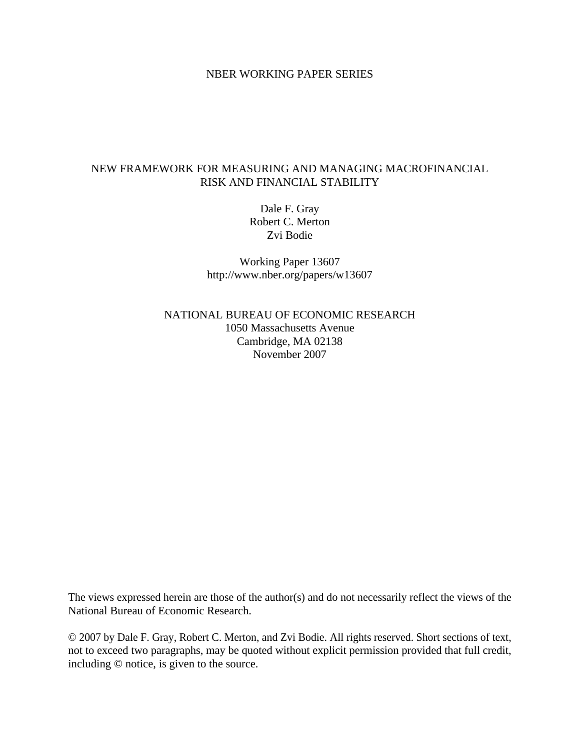NBER WORKING PAPER SERIES

# NEW FRAMEWORK FOR MEASURING AND MANAGING MACROFINANCIAL RISK AND FINANCIAL STABILITY

Dale F. Gray
Robert C. Merton
Zvi Bodie

Working Paper 13607
http://www.nber.org/papers/w13607

NATIONAL BUREAU OF ECONOMIC RESEARCH
1050 Massachusetts Avenue
Cambridge, MA 02138
November 2007

The views expressed herein are those of the author(s) and do not necessarily reflect the views of the National Bureau of Economic Research.

© 2007 by Dale F. Gray, Robert C. Merton, and Zvi Bodie. All rights reserved. Short sections of text, not to exceed two paragraphs, may be quoted without explicit permission provided that full credit, including © notice, is given to the source.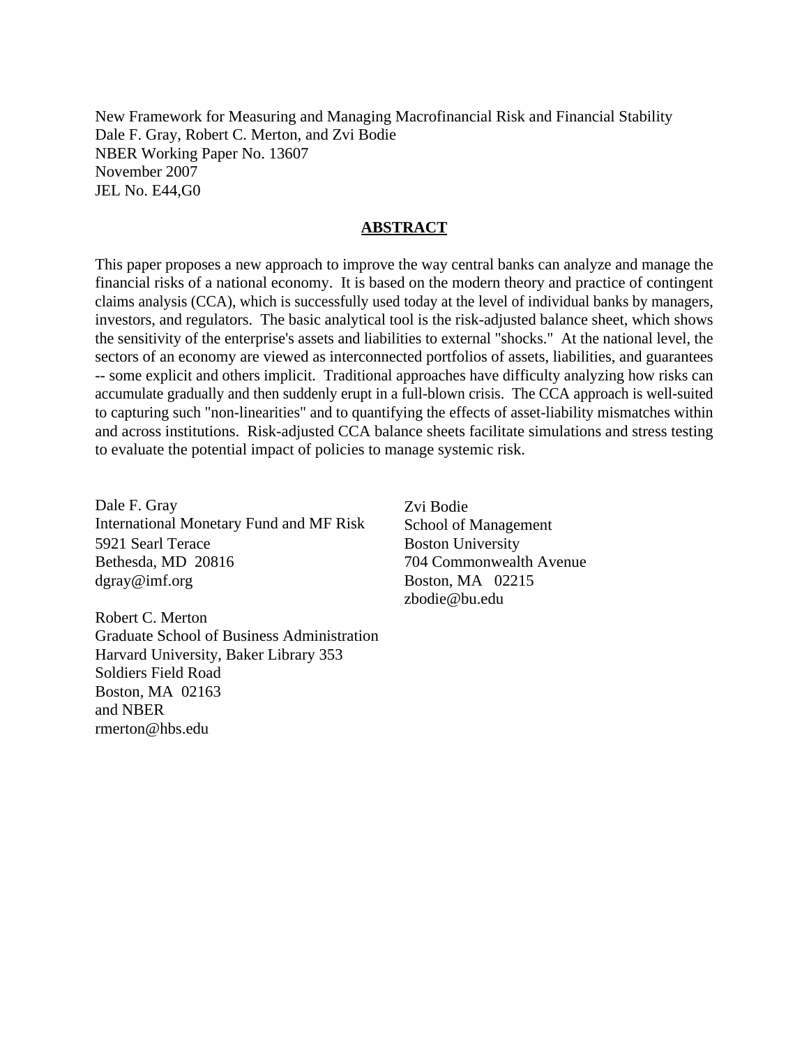New Framework for Measuring and Managing Macrofinancial Risk and Financial Stability
Dale F. Gray, Robert C. Merton, and Zvi Bodie
NBER Working Paper No. 13607
November 2007
JEL No. E44,G0

## ABSTRACT

This paper proposes a new approach to improve the way central banks can analyze and manage the financial risks of a national economy. It is based on the modern theory and practice of contingent claims analysis (CCA), which is successfully used today at the level of individual banks by managers, investors, and regulators. The basic analytical tool is the risk-adjusted balance sheet, which shows the sensitivity of the enterprise's assets and liabilities to external "shocks." At the national level, the sectors of an economy are viewed as interconnected portfolios of assets, liabilities, and guarantees -- some explicit and others implicit. Traditional approaches have difficulty analyzing how risks can accumulate gradually and then suddenly erupt in a full-blown crisis. The CCA approach is well-suited to capturing such "non-linearities" and to quantifying the effects of asset-liability mismatches within and across institutions. Risk-adjusted CCA balance sheets facilitate simulations and stress testing to evaluate the potential impact of policies to manage systemic risk.

Dale F. Gray
International Monetary Fund and MF Risk
5921 Searl Terace
Bethesda, MD 20816
dgray@imf.org

Robert C. Merton
Graduate School of Business Administration
Harvard University, Baker Library 353
Soldiers Field Road
Boston, MA 02163
and NBER
rmerton@hbs.edu

Zvi Bodie
School of Management
Boston University
704 Commonwealth Avenue
Boston, MA 02215
zbodie@bu.edu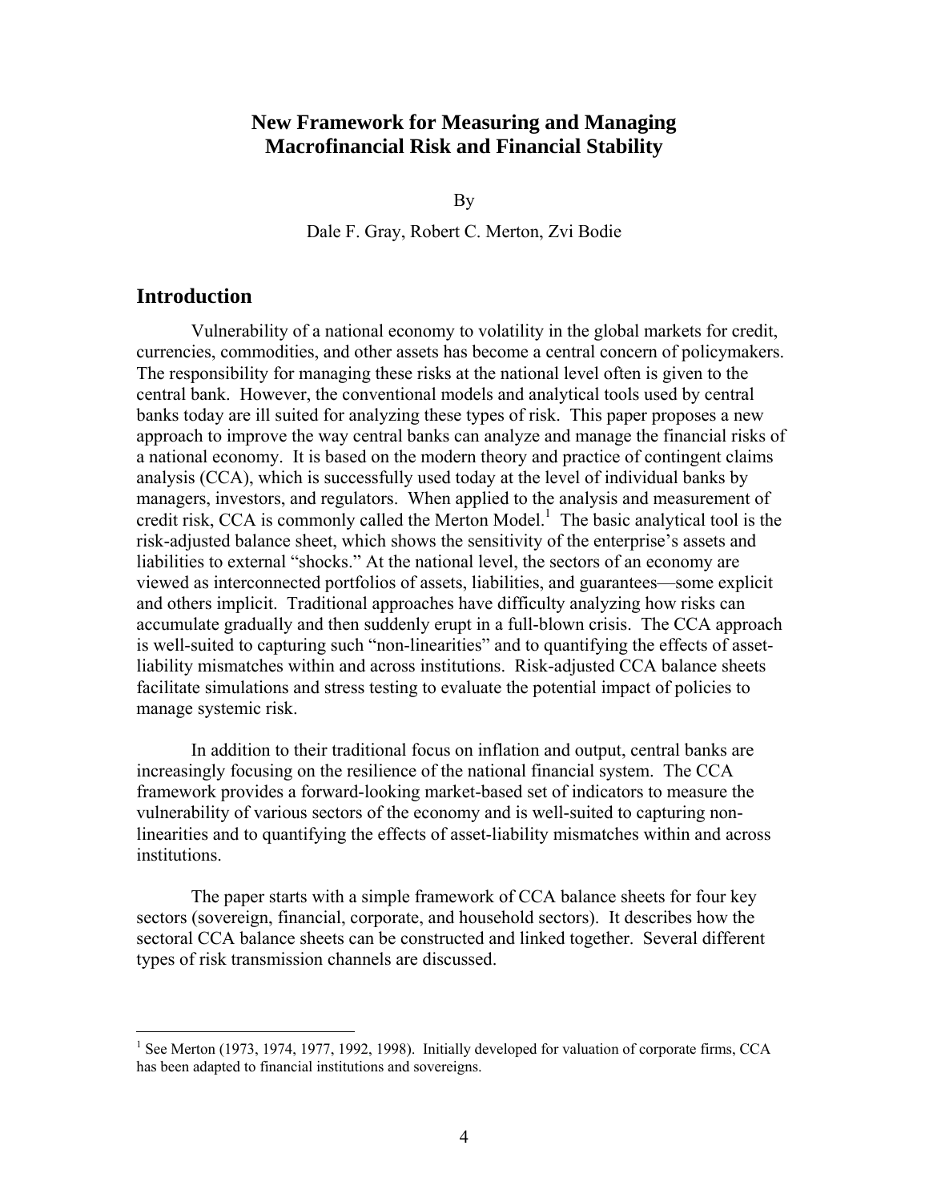# New Framework for Measuring and Managing Macrofinancial Risk and Financial Stability

By

Dale F. Gray, Robert C. Merton, Zvi Bodie

## Introduction

Vulnerability of a national economy to volatility in the global markets for credit, currencies, commodities, and other assets has become a central concern of policymakers. The responsibility for managing these risks at the national level often is given to the central bank. However, the conventional models and analytical tools used by central banks today are ill suited for analyzing these types of risk. This paper proposes a new approach to improve the way central banks can analyze and manage the financial risks of a national economy. It is based on the modern theory and practice of contingent claims analysis (CCA), which is successfully used today at the level of individual banks by managers, investors, and regulators. When applied to the analysis and measurement of credit risk, CCA is commonly called the Merton Model.[1] The basic analytical tool is the risk-adjusted balance sheet, which shows the sensitivity of the enterprise's assets and liabilities to external "shocks." At the national level, the sectors of an economy are viewed as interconnected portfolios of assets, liabilities, and guarantees—some explicit and others implicit. Traditional approaches have difficulty analyzing how risks can accumulate gradually and then suddenly erupt in a full-blown crisis. The CCA approach is well-suited to capturing such "non-linearities" and to quantifying the effects of asset-liability mismatches within and across institutions. Risk-adjusted CCA balance sheets facilitate simulations and stress testing to evaluate the potential impact of policies to manage systemic risk.

In addition to their traditional focus on inflation and output, central banks are increasingly focusing on the resilience of the national financial system. The CCA framework provides a forward-looking market-based set of indicators to measure the vulnerability of various sectors of the economy and is well-suited to capturing non-linearities and to quantifying the effects of asset-liability mismatches within and across institutions.

The paper starts with a simple framework of CCA balance sheets for four key sectors (sovereign, financial, corporate, and household sectors). It describes how the sectoral CCA balance sheets can be constructed and linked together. Several different types of risk transmission channels are discussed.

---

[1] See Merton (1973, 1974, 1977, 1992, 1998). Initially developed for valuation of corporate firms, CCA has been adapted to financial institutions and sovereigns.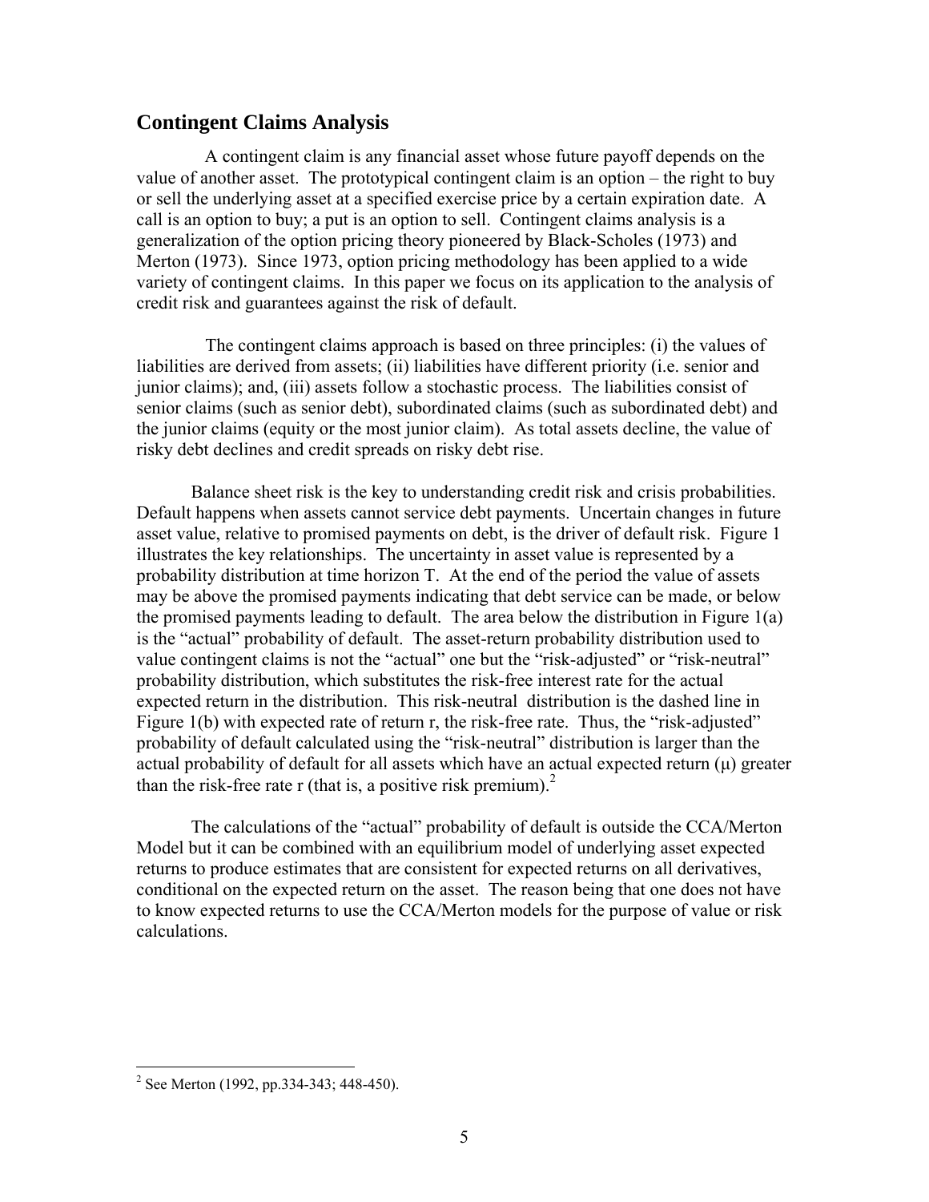## Contingent Claims Analysis

A contingent claim is any financial asset whose future payoff depends on the value of another asset. The prototypical contingent claim is an option – the right to buy or sell the underlying asset at a specified exercise price by a certain expiration date. A call is an option to buy; a put is an option to sell. Contingent claims analysis is a generalization of the option pricing theory pioneered by Black-Scholes (1973) and Merton (1973). Since 1973, option pricing methodology has been applied to a wide variety of contingent claims. In this paper we focus on its application to the analysis of credit risk and guarantees against the risk of default.

The contingent claims approach is based on three principles: (i) the values of liabilities are derived from assets; (ii) liabilities have different priority (i.e. senior and junior claims); and, (iii) assets follow a stochastic process. The liabilities consist of senior claims (such as senior debt), subordinated claims (such as subordinated debt) and the junior claims (equity or the most junior claim). As total assets decline, the value of risky debt declines and credit spreads on risky debt rise.

Balance sheet risk is the key to understanding credit risk and crisis probabilities. Default happens when assets cannot service debt payments. Uncertain changes in future asset value, relative to promised payments on debt, is the driver of default risk. Figure 1 illustrates the key relationships. The uncertainty in asset value is represented by a probability distribution at time horizon T. At the end of the period the value of assets may be above the promised payments indicating that debt service can be made, or below the promised payments leading to default. The area below the distribution in Figure 1(a) is the "actual" probability of default. The asset-return probability distribution used to value contingent claims is not the "actual" one but the "risk-adjusted" or "risk-neutral" probability distribution, which substitutes the risk-free interest rate for the actual expected return in the distribution. This risk-neutral distribution is the dashed line in Figure 1(b) with expected rate of return r, the risk-free rate. Thus, the "risk-adjusted" probability of default calculated using the "risk-neutral" distribution is larger than the actual probability of default for all assets which have an actual expected return ($\mu$) greater than the risk-free rate r (that is, a positive risk premium).[2]

The calculations of the "actual" probability of default is outside the CCA/Merton Model but it can be combined with an equilibrium model of underlying asset expected returns to produce estimates that are consistent for expected returns on all derivatives, conditional on the expected return on the asset. The reason being that one does not have to know expected returns to use the CCA/Merton models for the purpose of value or risk calculations.

---

[2] See Merton (1992, pp.334-343; 448-450).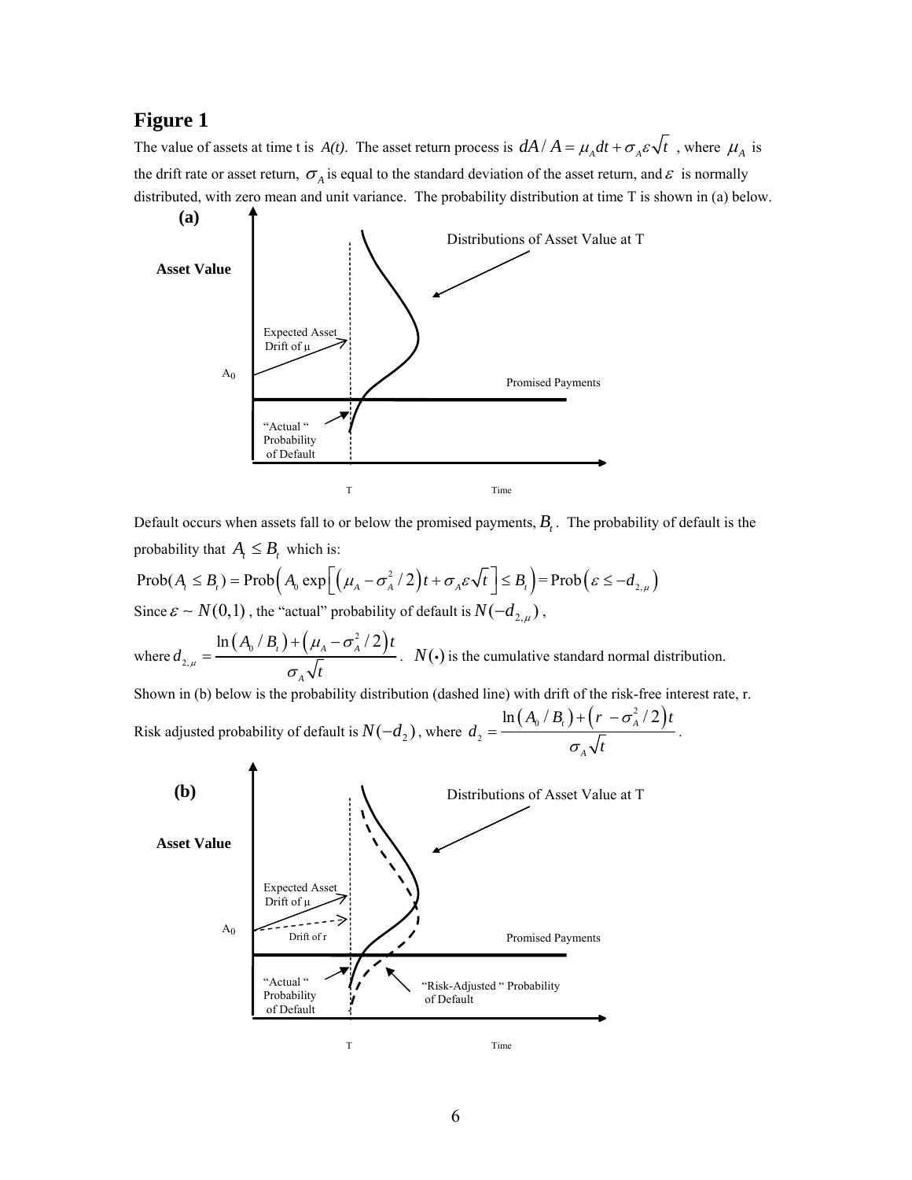# Figure 1

The value of assets at time t is *A(t)*. The asset return process is $dA/A = \mu_A dt + \sigma_A \varepsilon \sqrt{t}$ , where $\mu_A$ is the drift rate or asset return, $\sigma_A$ is equal to the standard deviation of the asset return, and $\varepsilon$ is normally distributed, with zero mean and unit variance. The probability distribution at time T is shown in (a) below.

Default occurs when assets fall to or below the promised payments, $B_t$. The probability of default is the probability that $A_t \leq B_t$ which is:

$$\text{Prob}(A_t \leq B_t) = \text{Prob}\left( A_0 \exp\left[ \left( \mu_A - \sigma_A^2 / 2 \right) t + \sigma_A \varepsilon \sqrt{t} \right] \leq B_t \right) = \text{Prob}\left( \varepsilon \leq -d_{2,\mu} \right)$$

Since $\varepsilon \sim N(0,1)$ , the "actual" probability of default is $N(-d_{2,\mu})$ ,

where $d_{2,\mu} = \dfrac{\ln\left(A_0 / B_t\right) + \left(\mu_A - \sigma_A^2 / 2\right)t}{\sigma_A \sqrt{t}}$. $N(\bullet)$ is the cumulative standard normal distribution.

Shown in (b) below is the probability distribution (dashed line) with drift of the risk-free interest rate, r.

Risk adjusted probability of default is $N(-d_2)$, where $d_2 = \dfrac{\ln\left(A_0 / B_t\right) + \left(r - \sigma_A^2 / 2\right)t}{\sigma_A \sqrt{t}}$.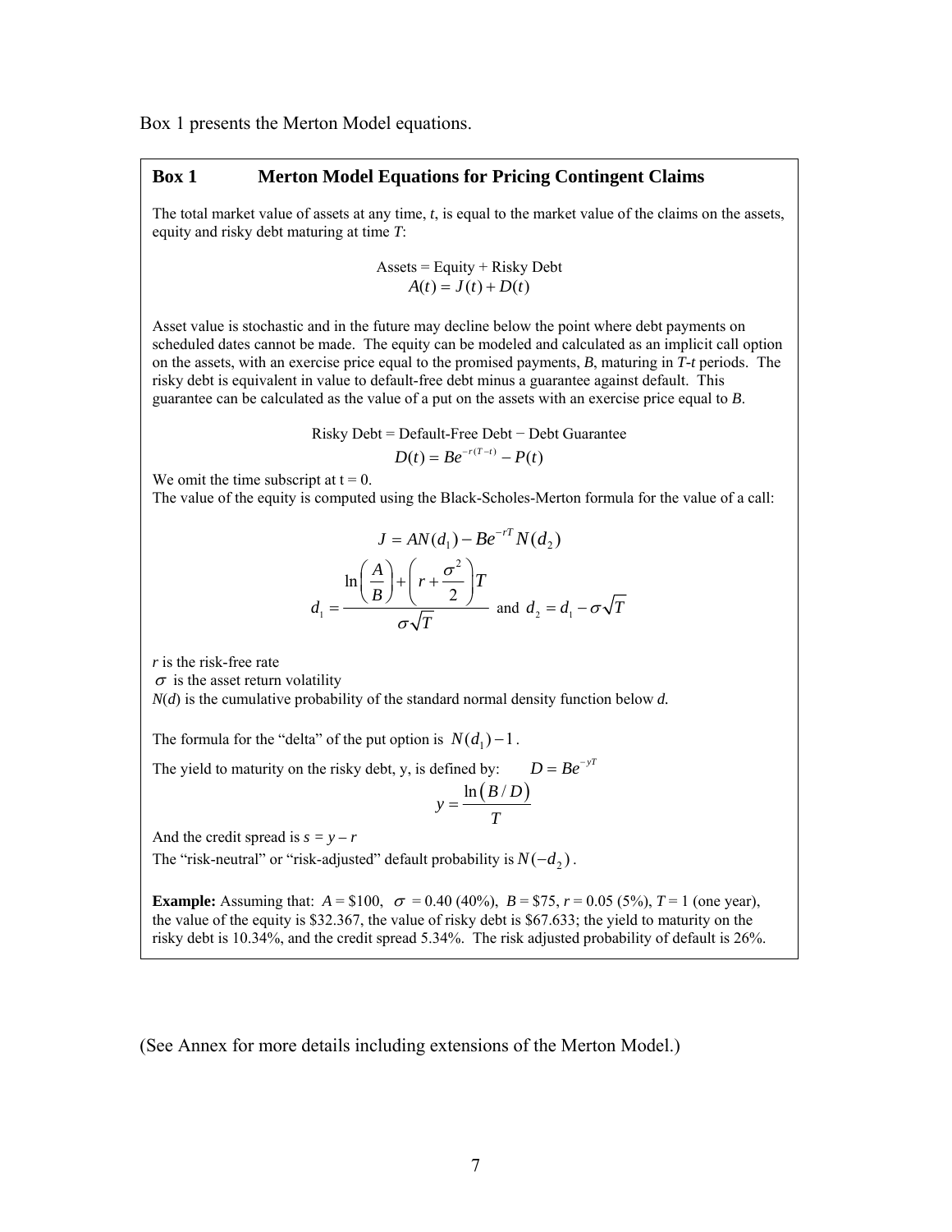Box 1 presents the Merton Model equations.

**Box 1 Merton Model Equations for Pricing Contingent Claims**

The total market value of assets at any time, $t$, is equal to the market value of the claims on the assets, equity and risky debt maturing at time $T$:

$$\text{Assets} = \text{Equity} + \text{Risky Debt}$$
$$A(t) = J(t) + D(t)$$

Asset value is stochastic and in the future may decline below the point where debt payments on scheduled dates cannot be made. The equity can be modeled and calculated as an implicit call option on the assets, with an exercise price equal to the promised payments, $B$, maturing in $T$-$t$ periods. The risky debt is equivalent in value to default-free debt minus a guarantee against default. This guarantee can be calculated as the value of a put on the assets with an exercise price equal to $B$.

$$\text{Risky Debt} = \text{Default-Free Debt} - \text{Debt Guarantee}$$
$$D(t) = Be^{-r(T-t)} - P(t)$$

We omit the time subscript at t = 0.
The value of the equity is computed using the Black-Scholes-Merton formula for the value of a call:

$$J = AN(d_1) - Be^{-rT}N(d_2)$$

$$d_1 = \frac{\ln\left(\frac{A}{B}\right) + \left(r + \frac{\sigma^2}{2}\right)T}{\sigma\sqrt{T}} \quad \text{and} \quad d_2 = d_1 - \sigma\sqrt{T}$$

$r$ is the risk-free rate
$\sigma$ is the asset return volatility
$N(d)$ is the cumulative probability of the standard normal density function below $d$.

The formula for the "delta" of the put option is $N(d_1) - 1$.

The yield to maturity on the risky debt, y, is defined by: $D = Be^{-yT}$

$$y = \frac{\ln(B/D)}{T}$$

And the credit spread is $s = y - r$
The "risk-neutral" or "risk-adjusted" default probability is $N(-d_2)$.

**Example:** Assuming that: $A$ = \$100, $\sigma$ = 0.40 (40%), $B$ = \$75, $r$ = 0.05 (5%), $T$ = 1 (one year), the value of the equity is \$32.367, the value of risky debt is \$67.633; the yield to maturity on the risky debt is 10.34%, and the credit spread 5.34%. The risk adjusted probability of default is 26%.

(See Annex for more details including extensions of the Merton Model.)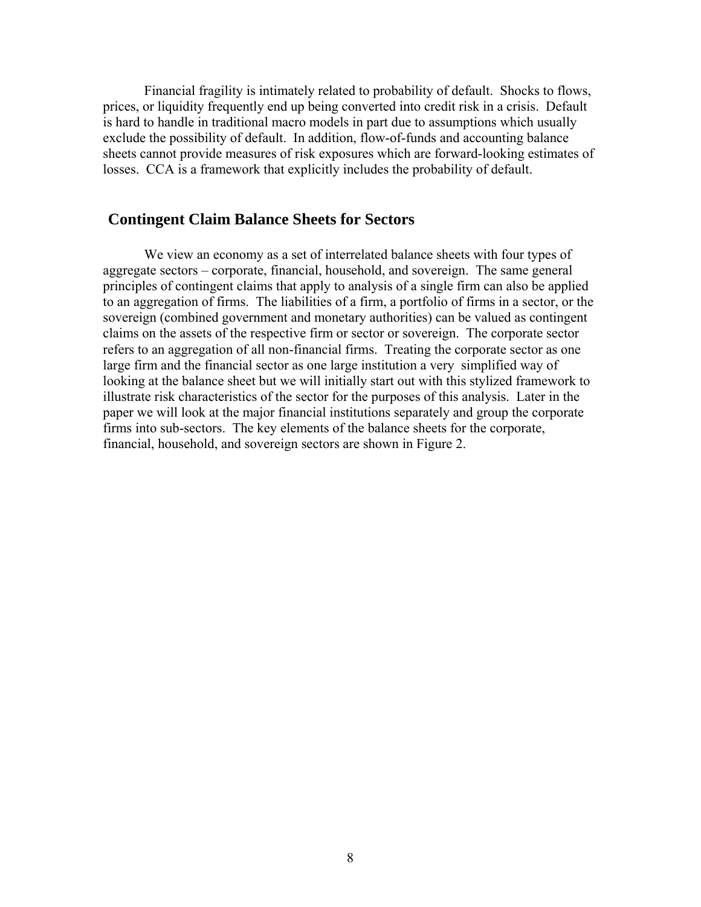Financial fragility is intimately related to probability of default. Shocks to flows, prices, or liquidity frequently end up being converted into credit risk in a crisis. Default is hard to handle in traditional macro models in part due to assumptions which usually exclude the possibility of default. In addition, flow-of-funds and accounting balance sheets cannot provide measures of risk exposures which are forward-looking estimates of losses. CCA is a framework that explicitly includes the probability of default.

## Contingent Claim Balance Sheets for Sectors

We view an economy as a set of interrelated balance sheets with four types of aggregate sectors – corporate, financial, household, and sovereign. The same general principles of contingent claims that apply to analysis of a single firm can also be applied to an aggregation of firms. The liabilities of a firm, a portfolio of firms in a sector, or the sovereign (combined government and monetary authorities) can be valued as contingent claims on the assets of the respective firm or sector or sovereign. The corporate sector refers to an aggregation of all non-financial firms. Treating the corporate sector as one large firm and the financial sector as one large institution a very simplified way of looking at the balance sheet but we will initially start out with this stylized framework to illustrate risk characteristics of the sector for the purposes of this analysis. Later in the paper we will look at the major financial institutions separately and group the corporate firms into sub-sectors. The key elements of the balance sheets for the corporate, financial, household, and sovereign sectors are shown in Figure 2.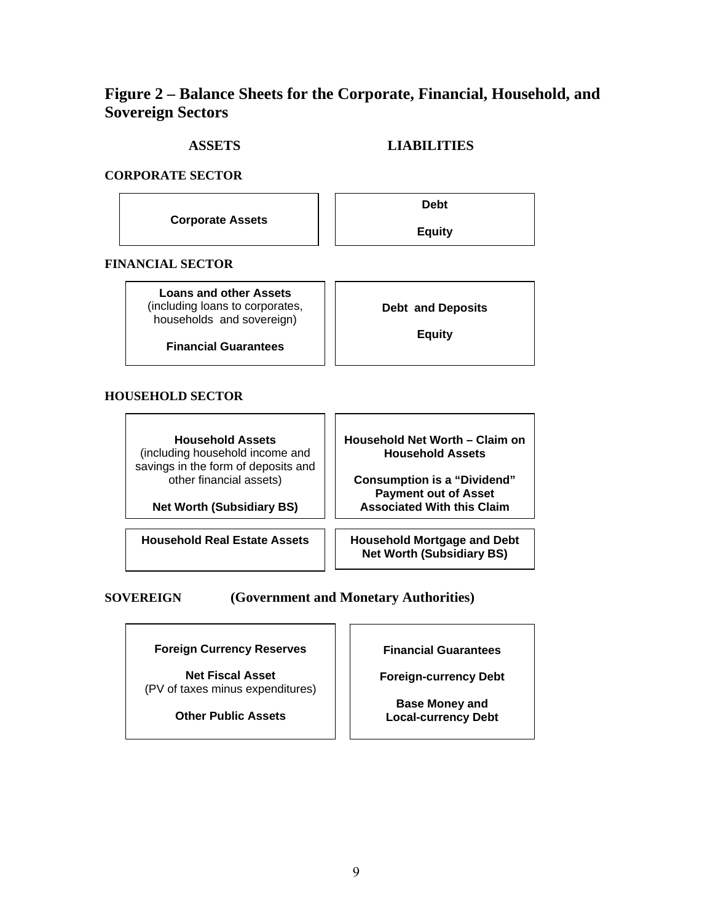# Figure 2 – Balance Sheets for the Corporate, Financial, Household, and Sovereign Sectors

| | ASSETS | LIABILITIES |
|---|---|---|
| **CORPORATE SECTOR** | **Corporate Assets** | **Debt**<br><br>**Equity** |
| **FINANCIAL SECTOR** | **Loans and other Assets** (including loans to corporates, households and sovereign)<br><br>**Financial Guarantees** | **Debt and Deposits**<br><br>**Equity** |
| **HOUSEHOLD SECTOR** | **Household Assets** (including household income and savings in the form of deposits and other financial assets)<br><br>**Net Worth (Subsidiary BS)** | **Household Net Worth – Claim on Household Assets**<br><br>**Consumption is a "Dividend" Payment out of Asset Associated With this Claim** |
| | **Household Real Estate Assets** | **Household Mortgage and Debt**<br>**Net Worth (Subsidiary BS)** |
| **SOVEREIGN (Government and Monetary Authorities)** | **Foreign Currency Reserves**<br><br>**Net Fiscal Asset** (PV of taxes minus expenditures)<br><br>**Other Public Assets** | **Financial Guarantees**<br><br>**Foreign-currency Debt**<br><br>**Base Money and Local-currency Debt** |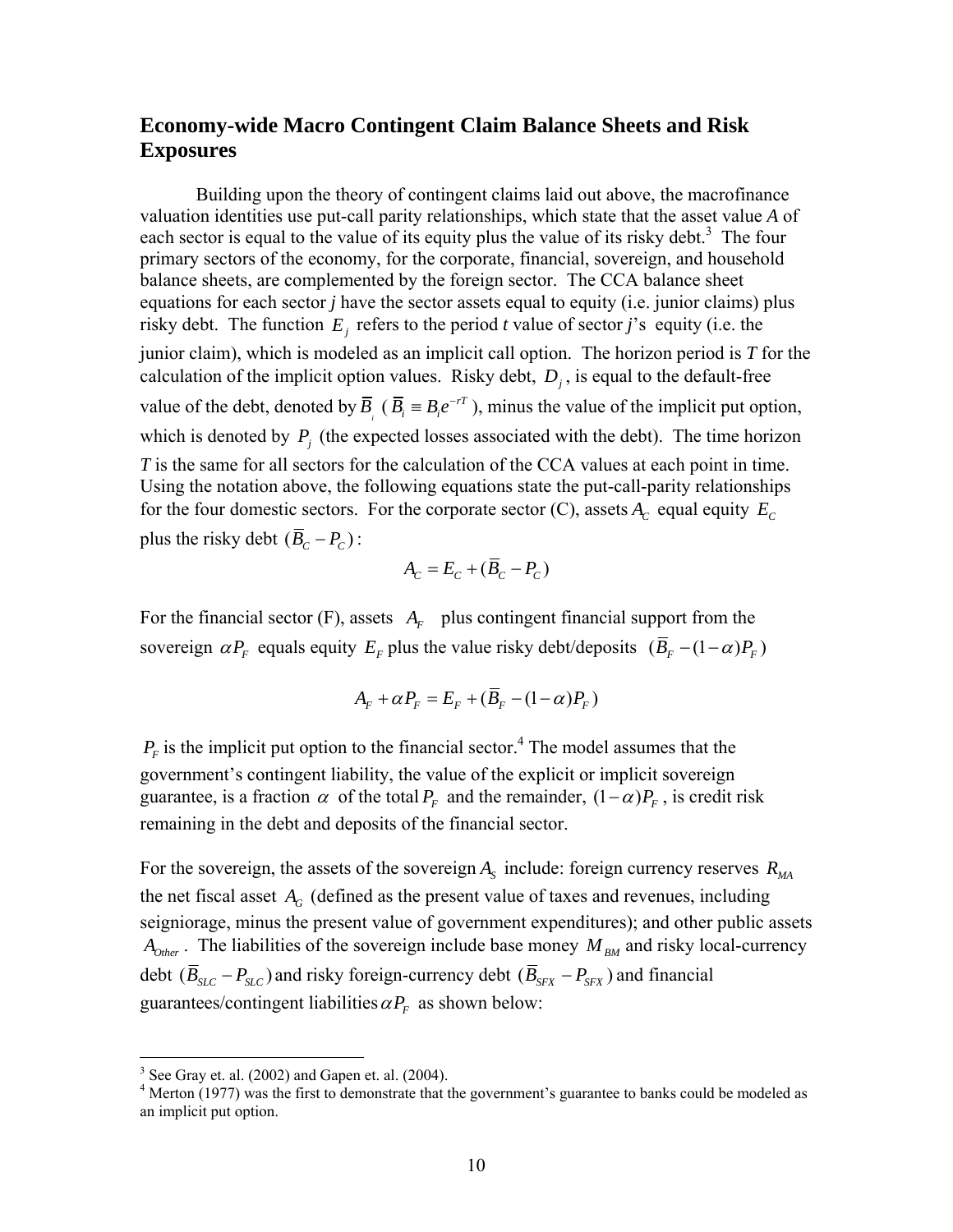## Economy-wide Macro Contingent Claim Balance Sheets and Risk Exposures

Building upon the theory of contingent claims laid out above, the macrofinance valuation identities use put-call parity relationships, which state that the asset value *A* of each sector is equal to the value of its equity plus the value of its risky debt.[3] The four primary sectors of the economy, for the corporate, financial, sovereign, and household balance sheets, are complemented by the foreign sector. The CCA balance sheet equations for each sector *j* have the sector assets equal to equity (i.e. junior claims) plus risky debt. The function $E_j$ refers to the period *t* value of sector *j*'s equity (i.e. the junior claim), which is modeled as an implicit call option. The horizon period is *T* for the calculation of the implicit option values. Risky debt, $D_j$, is equal to the default-free value of the debt, denoted by $\overline{B}_i$ ($\overline{B}_i \equiv B_i e^{-rT}$), minus the value of the implicit put option, which is denoted by $P_j$ (the expected losses associated with the debt). The time horizon *T* is the same for all sectors for the calculation of the CCA values at each point in time. Using the notation above, the following equations state the put-call-parity relationships for the four domestic sectors. For the corporate sector (C), assets $A_C$ equal equity $E_C$ plus the risky debt $(\overline{B}_C - P_C)$:

$$A_C = E_C + (\overline{B}_C - P_C)$$

For the financial sector (F), assets $A_F$ plus contingent financial support from the sovereign $\alpha P_F$ equals equity $E_F$ plus the value risky debt/deposits $(\overline{B}_F - (1-\alpha)P_F)$

$$A_F + \alpha P_F = E_F + (\overline{B}_F - (1-\alpha)P_F)$$

$P_F$ is the implicit put option to the financial sector.[4] The model assumes that the government's contingent liability, the value of the explicit or implicit sovereign guarantee, is a fraction $\alpha$ of the total $P_F$ and the remainder, $(1-\alpha)P_F$, is credit risk remaining in the debt and deposits of the financial sector.

For the sovereign, the assets of the sovereign $A_S$ include: foreign currency reserves $R_{MA}$ the net fiscal asset $A_G$ (defined as the present value of taxes and revenues, including seigniorage, minus the present value of government expenditures); and other public assets $A_{Other}$. The liabilities of the sovereign include base money $M_{BM}$ and risky local-currency debt $(\overline{B}_{SLC} - P_{SLC})$ and risky foreign-currency debt $(\overline{B}_{SFX} - P_{SFX})$ and financial guarantees/contingent liabilities $\alpha P_F$ as shown below:

[3] See Gray et. al. (2002) and Gapen et. al. (2004).

[4] Merton (1977) was the first to demonstrate that the government's guarantee to banks could be modeled as an implicit put option.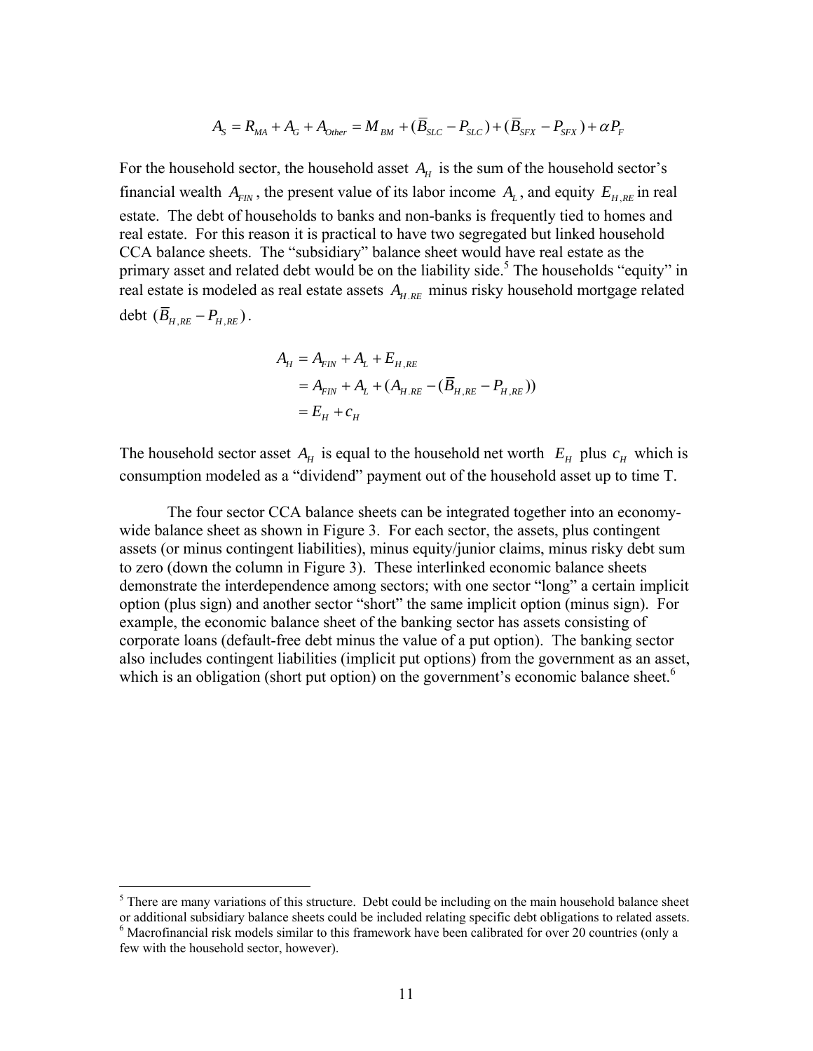$$A_S = R_{MA} + A_G + A_{Other} = M_{BM} + (\overline{B}_{SLC} - P_{SLC}) + (\overline{B}_{SFX} - P_{SFX}) + \alpha P_F$$

For the household sector, the household asset $A_H$ is the sum of the household sector's financial wealth $A_{FIN}$, the present value of its labor income $A_L$, and equity $E_{H,RE}$ in real estate. The debt of households to banks and non-banks is frequently tied to homes and real estate. For this reason it is practical to have two segregated but linked household CCA balance sheets. The "subsidiary" balance sheet would have real estate as the primary asset and related debt would be on the liability side.[5] The households "equity" in real estate is modeled as real estate assets $A_{H.RE}$ minus risky household mortgage related debt $(\overline{B}_{H,RE} - P_{H,RE})$.

$$\begin{aligned}
A_H &= A_{FIN} + A_L + E_{H,RE} \\
&= A_{FIN} + A_L + (A_{H.RE} - (\overline{B}_{H,RE} - P_{H,RE})) \\
&= E_H + c_H
\end{aligned}$$

The household sector asset $A_H$ is equal to the household net worth $E_H$ plus $c_H$ which is consumption modeled as a "dividend" payment out of the household asset up to time T.

The four sector CCA balance sheets can be integrated together into an economy-wide balance sheet as shown in Figure 3. For each sector, the assets, plus contingent assets (or minus contingent liabilities), minus equity/junior claims, minus risky debt sum to zero (down the column in Figure 3). These interlinked economic balance sheets demonstrate the interdependence among sectors; with one sector "long" a certain implicit option (plus sign) and another sector "short" the same implicit option (minus sign). For example, the economic balance sheet of the banking sector has assets consisting of corporate loans (default-free debt minus the value of a put option). The banking sector also includes contingent liabilities (implicit put options) from the government as an asset, which is an obligation (short put option) on the government's economic balance sheet.[6]

---

[5] There are many variations of this structure. Debt could be including on the main household balance sheet or additional subsidiary balance sheets could be included relating specific debt obligations to related assets.

[6] Macrofinancial risk models similar to this framework have been calibrated for over 20 countries (only a few with the household sector, however).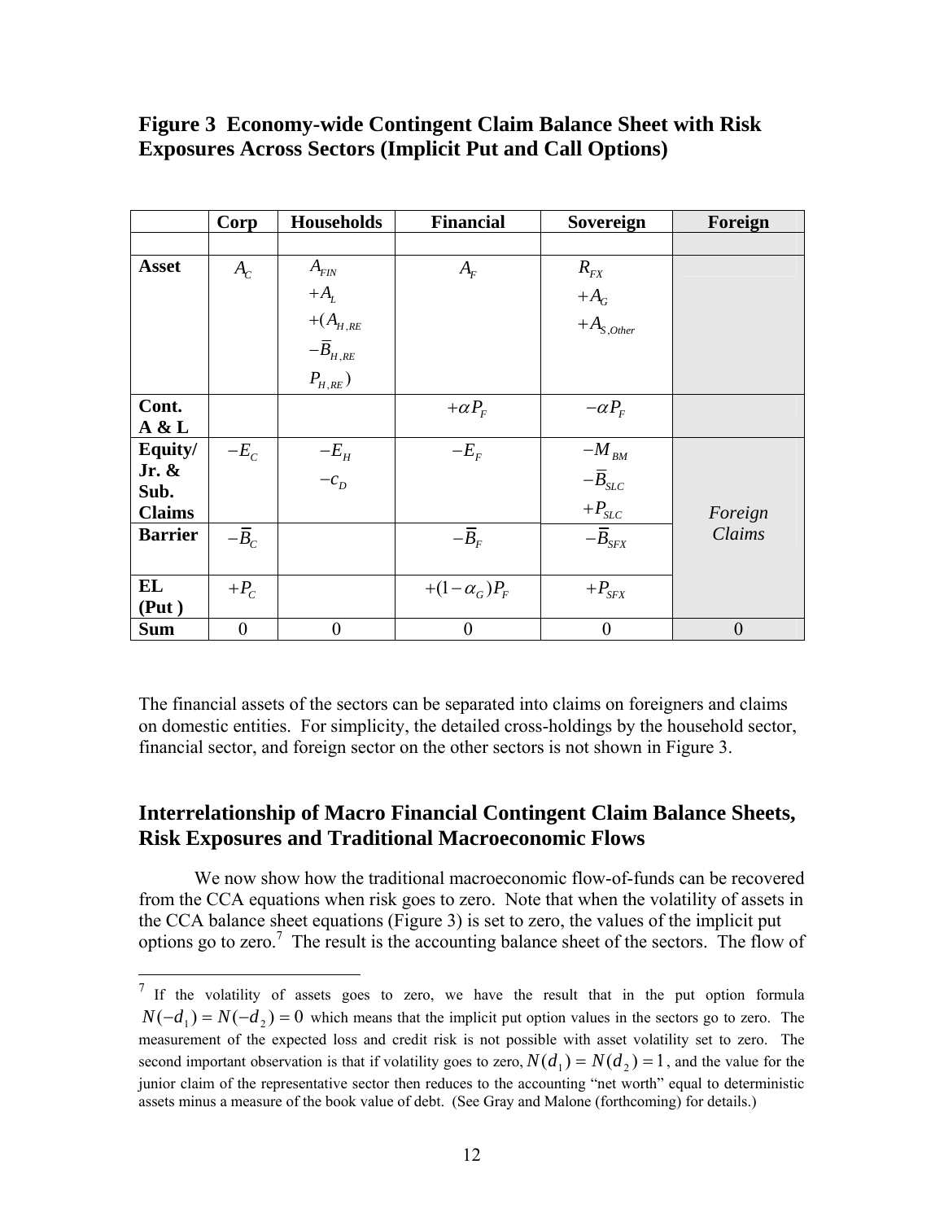## Figure 3 Economy-wide Contingent Claim Balance Sheet with Risk Exposures Across Sectors (Implicit Put and Call Options)

| | Corp | Households | Financial | Sovereign | Foreign |
|---|---|---|---|---|---|
| | | | | | |
| Asset | $A_C$ | $A_{FIN}$ $+A_L$ $+(A_{H,RE}$ $-\overline{B}_{H,RE}$ $P_{H,RE})$ | $A_F$ | $R_{FX}$ $+A_G$ $+A_{S,Other}$ | |
| Cont. A & L | | | $+\alpha P_F$ | $-\alpha P_F$ | |
| Equity/ Jr. & Sub. Claims | $-E_C$ | $-E_H$ $-c_D$ | $-E_F$ | $-M_{BM}$ $-\overline{B}_{SLC}$ $+P_{SLC}$ | *Foreign Claims* |
| Barrier | $-\overline{B}_C$ | | $-\overline{B}_F$ | $-\overline{B}_{SFX}$ | |
| EL (Put) | $+P_C$ | | $+(1-\alpha_G)P_F$ | $+P_{SFX}$ | |
| Sum | 0 | 0 | 0 | 0 | 0 |

The financial assets of the sectors can be separated into claims on foreigners and claims on domestic entities. For simplicity, the detailed cross-holdings by the household sector, financial sector, and foreign sector on the other sectors is not shown in Figure 3.

## Interrelationship of Macro Financial Contingent Claim Balance Sheets, Risk Exposures and Traditional Macroeconomic Flows

We now show how the traditional macroeconomic flow-of-funds can be recovered from the CCA equations when risk goes to zero. Note that when the volatility of assets in the CCA balance sheet equations (Figure 3) is set to zero, the values of the implicit put options go to zero.[7] The result is the accounting balance sheet of the sectors. The flow of

[7] If the volatility of assets goes to zero, we have the result that in the put option formula $N(-d_1) = N(-d_2) = 0$ which means that the implicit put option values in the sectors go to zero. The measurement of the expected loss and credit risk is not possible with asset volatility set to zero. The second important observation is that if volatility goes to zero, $N(d_1) = N(d_2) = 1$, and the value for the junior claim of the representative sector then reduces to the accounting "net worth" equal to deterministic assets minus a measure of the book value of debt. (See Gray and Malone (forthcoming) for details.)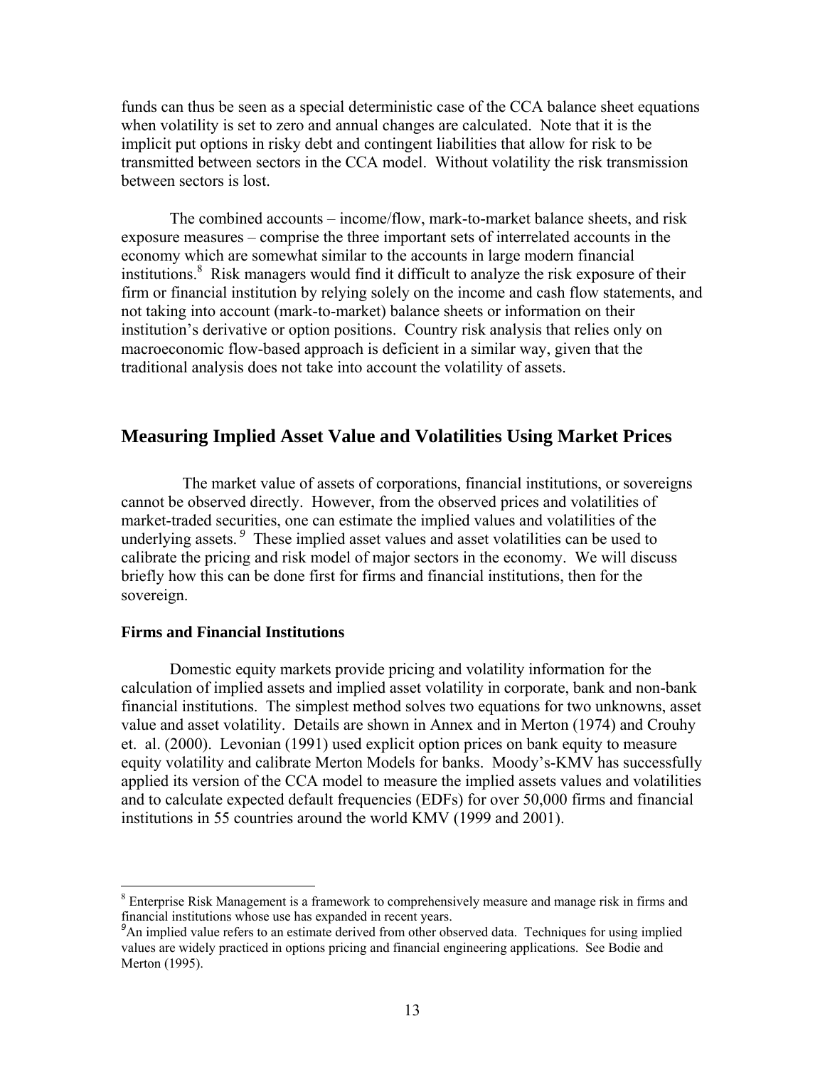funds can thus be seen as a special deterministic case of the CCA balance sheet equations when volatility is set to zero and annual changes are calculated. Note that it is the implicit put options in risky debt and contingent liabilities that allow for risk to be transmitted between sectors in the CCA model. Without volatility the risk transmission between sectors is lost.

The combined accounts – income/flow, mark-to-market balance sheets, and risk exposure measures – comprise the three important sets of interrelated accounts in the economy which are somewhat similar to the accounts in large modern financial institutions.[8] Risk managers would find it difficult to analyze the risk exposure of their firm or financial institution by relying solely on the income and cash flow statements, and not taking into account (mark-to-market) balance sheets or information on their institution's derivative or option positions. Country risk analysis that relies only on macroeconomic flow-based approach is deficient in a similar way, given that the traditional analysis does not take into account the volatility of assets.

## Measuring Implied Asset Value and Volatilities Using Market Prices

The market value of assets of corporations, financial institutions, or sovereigns cannot be observed directly. However, from the observed prices and volatilities of market-traded securities, one can estimate the implied values and volatilities of the underlying assets.[9] These implied asset values and asset volatilities can be used to calibrate the pricing and risk model of major sectors in the economy. We will discuss briefly how this can be done first for firms and financial institutions, then for the sovereign.

### Firms and Financial Institutions

Domestic equity markets provide pricing and volatility information for the calculation of implied assets and implied asset volatility in corporate, bank and non-bank financial institutions. The simplest method solves two equations for two unknowns, asset value and asset volatility. Details are shown in Annex and in Merton (1974) and Crouhy et. al. (2000). Levonian (1991) used explicit option prices on bank equity to measure equity volatility and calibrate Merton Models for banks. Moody's-KMV has successfully applied its version of the CCA model to measure the implied assets values and volatilities and to calculate expected default frequencies (EDFs) for over 50,000 firms and financial institutions in 55 countries around the world KMV (1999 and 2001).

---

[8] Enterprise Risk Management is a framework to comprehensively measure and manage risk in firms and financial institutions whose use has expanded in recent years.

[9] An implied value refers to an estimate derived from other observed data. Techniques for using implied values are widely practiced in options pricing and financial engineering applications. See Bodie and Merton (1995).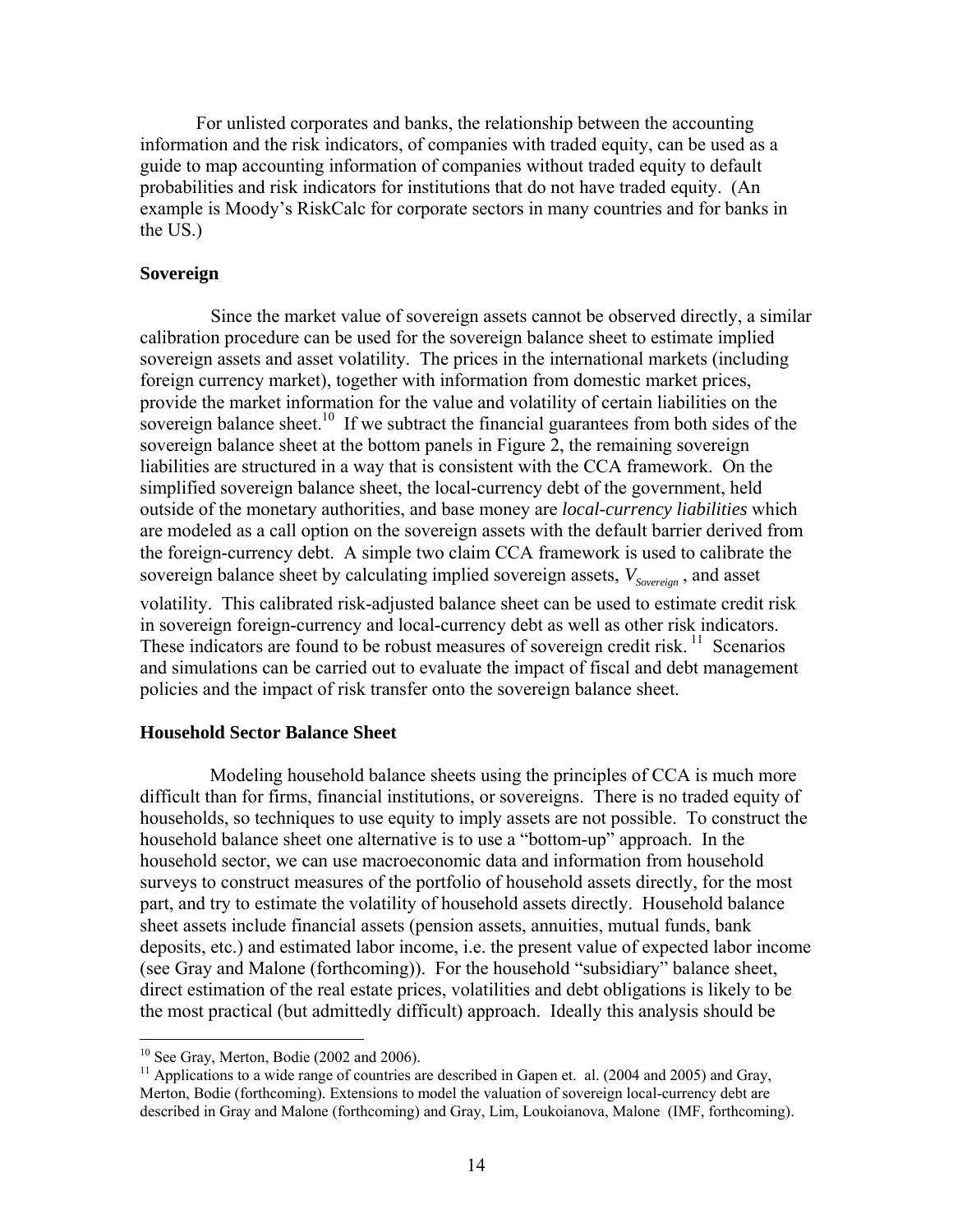For unlisted corporates and banks, the relationship between the accounting information and the risk indicators, of companies with traded equity, can be used as a guide to map accounting information of companies without traded equity to default probabilities and risk indicators for institutions that do not have traded equity. (An example is Moody's RiskCalc for corporate sectors in many countries and for banks in the US.)

### Sovereign

Since the market value of sovereign assets cannot be observed directly, a similar calibration procedure can be used for the sovereign balance sheet to estimate implied sovereign assets and asset volatility. The prices in the international markets (including foreign currency market), together with information from domestic market prices, provide the market information for the value and volatility of certain liabilities on the sovereign balance sheet.[10] If we subtract the financial guarantees from both sides of the sovereign balance sheet at the bottom panels in Figure 2, the remaining sovereign liabilities are structured in a way that is consistent with the CCA framework. On the simplified sovereign balance sheet, the local-currency debt of the government, held outside of the monetary authorities, and base money are *local-currency liabilities* which are modeled as a call option on the sovereign assets with the default barrier derived from the foreign-currency debt. A simple two claim CCA framework is used to calibrate the sovereign balance sheet by calculating implied sovereign assets, $V_{Sovereign}$, and asset volatility. This calibrated risk-adjusted balance sheet can be used to estimate credit risk in sovereign foreign-currency and local-currency debt as well as other risk indicators. These indicators are found to be robust measures of sovereign credit risk.[11] Scenarios and simulations can be carried out to evaluate the impact of fiscal and debt management policies and the impact of risk transfer onto the sovereign balance sheet.

### Household Sector Balance Sheet

Modeling household balance sheets using the principles of CCA is much more difficult than for firms, financial institutions, or sovereigns. There is no traded equity of households, so techniques to use equity to imply assets are not possible. To construct the household balance sheet one alternative is to use a "bottom-up" approach. In the household sector, we can use macroeconomic data and information from household surveys to construct measures of the portfolio of household assets directly, for the most part, and try to estimate the volatility of household assets directly. Household balance sheet assets include financial assets (pension assets, annuities, mutual funds, bank deposits, etc.) and estimated labor income, i.e. the present value of expected labor income (see Gray and Malone (forthcoming)). For the household "subsidiary" balance sheet, direct estimation of the real estate prices, volatilities and debt obligations is likely to be the most practical (but admittedly difficult) approach. Ideally this analysis should be

---

[10] See Gray, Merton, Bodie (2002 and 2006).

[11] Applications to a wide range of countries are described in Gapen et. al. (2004 and 2005) and Gray, Merton, Bodie (forthcoming). Extensions to model the valuation of sovereign local-currency debt are described in Gray and Malone (forthcoming) and Gray, Lim, Loukoianova, Malone (IMF, forthcoming).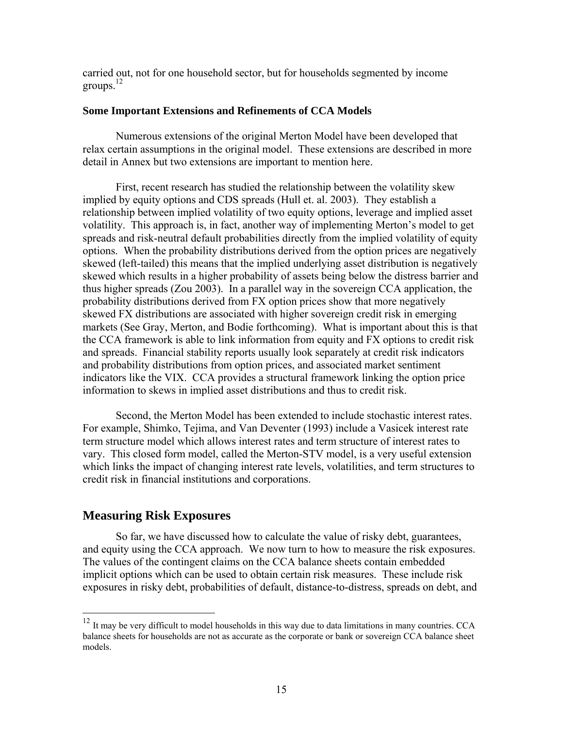carried out, not for one household sector, but for households segmented by income groups.[12]

### Some Important Extensions and Refinements of CCA Models

Numerous extensions of the original Merton Model have been developed that relax certain assumptions in the original model. These extensions are described in more detail in Annex but two extensions are important to mention here.

First, recent research has studied the relationship between the volatility skew implied by equity options and CDS spreads (Hull et. al. 2003). They establish a relationship between implied volatility of two equity options, leverage and implied asset volatility. This approach is, in fact, another way of implementing Merton's model to get spreads and risk-neutral default probabilities directly from the implied volatility of equity options. When the probability distributions derived from the option prices are negatively skewed (left-tailed) this means that the implied underlying asset distribution is negatively skewed which results in a higher probability of assets being below the distress barrier and thus higher spreads (Zou 2003). In a parallel way in the sovereign CCA application, the probability distributions derived from FX option prices show that more negatively skewed FX distributions are associated with higher sovereign credit risk in emerging markets (See Gray, Merton, and Bodie forthcoming). What is important about this is that the CCA framework is able to link information from equity and FX options to credit risk and spreads. Financial stability reports usually look separately at credit risk indicators and probability distributions from option prices, and associated market sentiment indicators like the VIX. CCA provides a structural framework linking the option price information to skews in implied asset distributions and thus to credit risk.

Second, the Merton Model has been extended to include stochastic interest rates. For example, Shimko, Tejima, and Van Deventer (1993) include a Vasicek interest rate term structure model which allows interest rates and term structure of interest rates to vary. This closed form model, called the Merton-STV model, is a very useful extension which links the impact of changing interest rate levels, volatilities, and term structures to credit risk in financial institutions and corporations.

## Measuring Risk Exposures

So far, we have discussed how to calculate the value of risky debt, guarantees, and equity using the CCA approach. We now turn to how to measure the risk exposures. The values of the contingent claims on the CCA balance sheets contain embedded implicit options which can be used to obtain certain risk measures. These include risk exposures in risky debt, probabilities of default, distance-to-distress, spreads on debt, and

---

[12] It may be very difficult to model households in this way due to data limitations in many countries. CCA balance sheets for households are not as accurate as the corporate or bank or sovereign CCA balance sheet models.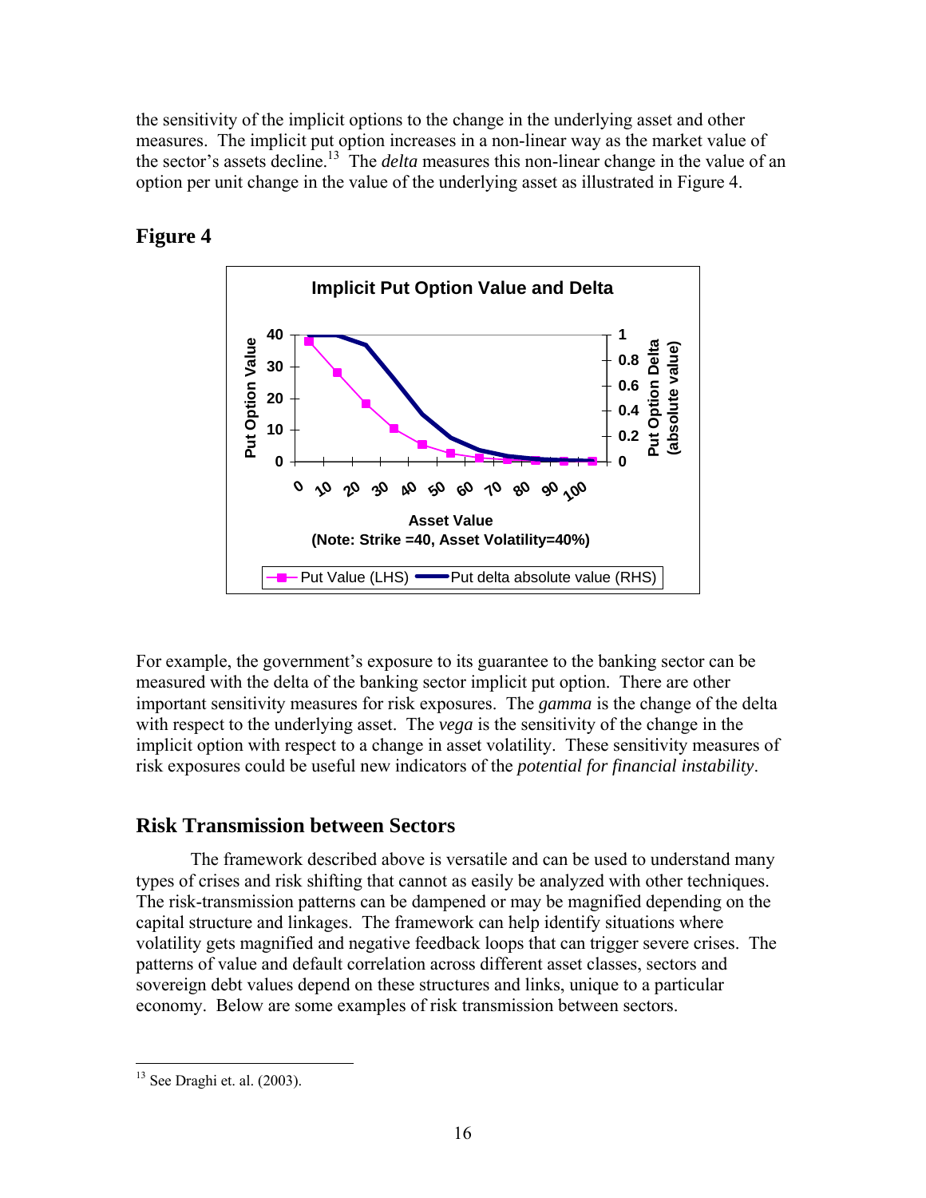the sensitivity of the implicit options to the change in the underlying asset and other measures. The implicit put option increases in a non-linear way as the market value of the sector's assets decline.[13] The *delta* measures this non-linear change in the value of an option per unit change in the value of the underlying asset as illustrated in Figure 4.

## Figure 4

For example, the government's exposure to its guarantee to the banking sector can be measured with the delta of the banking sector implicit put option. There are other important sensitivity measures for risk exposures. The *gamma* is the change of the delta with respect to the underlying asset. The *vega* is the sensitivity of the change in the implicit option with respect to a change in asset volatility. These sensitivity measures of risk exposures could be useful new indicators of the *potential for financial instability*.

## Risk Transmission between Sectors

The framework described above is versatile and can be used to understand many types of crises and risk shifting that cannot as easily be analyzed with other techniques. The risk-transmission patterns can be dampened or may be magnified depending on the capital structure and linkages. The framework can help identify situations where volatility gets magnified and negative feedback loops that can trigger severe crises. The patterns of value and default correlation across different asset classes, sectors and sovereign debt values depend on these structures and links, unique to a particular economy. Below are some examples of risk transmission between sectors.

[13] See Draghi et. al. (2003).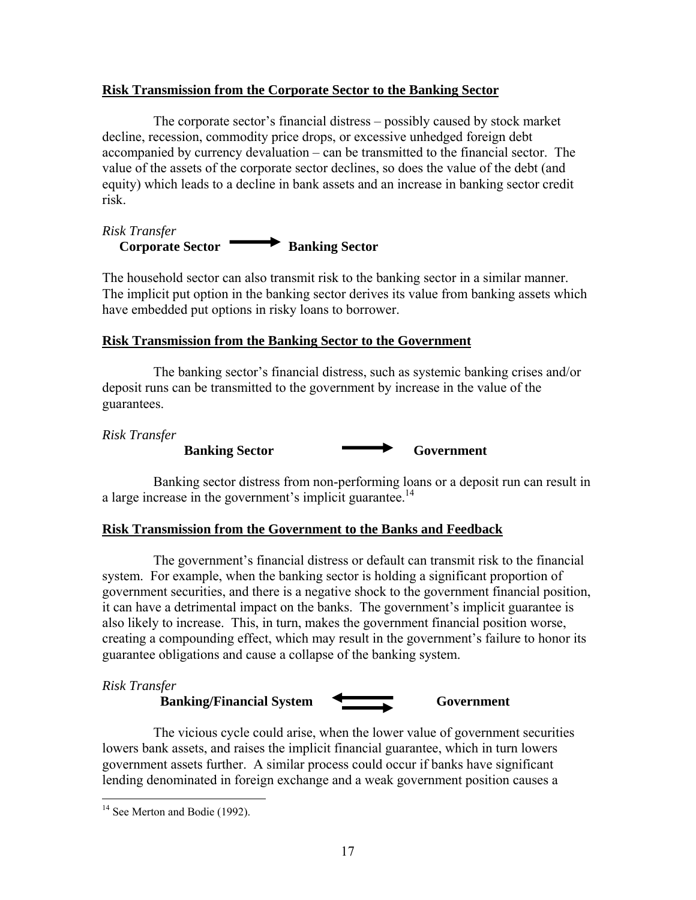**Risk Transmission from the Corporate Sector to the Banking Sector**

The corporate sector's financial distress – possibly caused by stock market decline, recession, commodity price drops, or excessive unhedged foreign debt accompanied by currency devaluation – can be transmitted to the financial sector. The value of the assets of the corporate sector declines, so does the value of the debt (and equity) which leads to a decline in bank assets and an increase in banking sector credit risk.

*Risk Transfer*

**Corporate Sector** → **Banking Sector**

The household sector can also transmit risk to the banking sector in a similar manner. The implicit put option in the banking sector derives its value from banking assets which have embedded put options in risky loans to borrower.

**Risk Transmission from the Banking Sector to the Government**

The banking sector's financial distress, such as systemic banking crises and/or deposit runs can be transmitted to the government by increase in the value of the guarantees.

*Risk Transfer*

**Banking Sector** → **Government**

Banking sector distress from non-performing loans or a deposit run can result in a large increase in the government's implicit guarantee.[14]

**Risk Transmission from the Government to the Banks and Feedback**

The government's financial distress or default can transmit risk to the financial system. For example, when the banking sector is holding a significant proportion of government securities, and there is a negative shock to the government financial position, it can have a detrimental impact on the banks. The government's implicit guarantee is also likely to increase. This, in turn, makes the government financial position worse, creating a compounding effect, which may result in the government's failure to honor its guarantee obligations and cause a collapse of the banking system.

*Risk Transfer*

**Banking/Financial System** ⇄ **Government**

The vicious cycle could arise, when the lower value of government securities lowers bank assets, and raises the implicit financial guarantee, which in turn lowers government assets further. A similar process could occur if banks have significant lending denominated in foreign exchange and a weak government position causes a

---

[14] See Merton and Bodie (1992).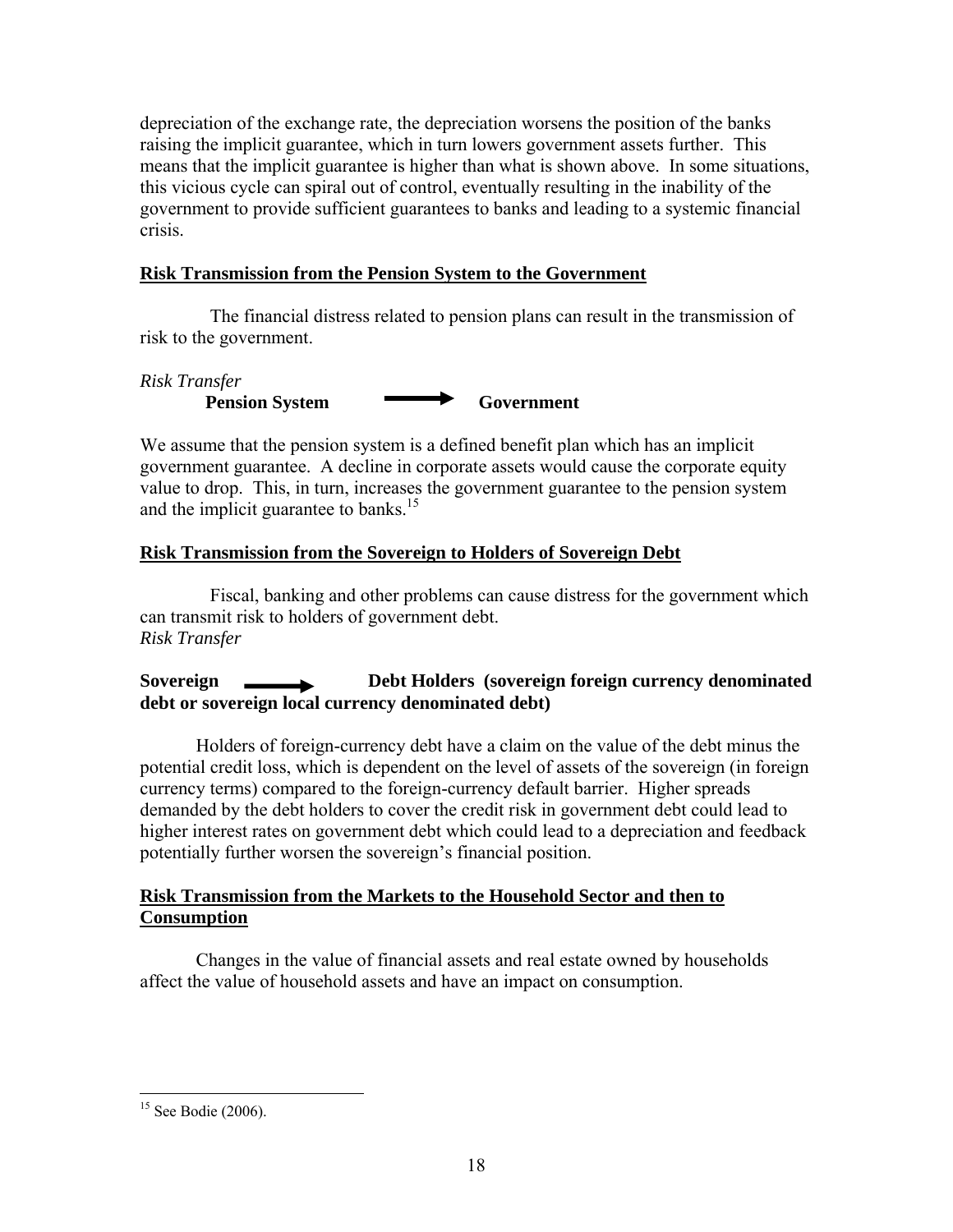depreciation of the exchange rate, the depreciation worsens the position of the banks raising the implicit guarantee, which in turn lowers government assets further. This means that the implicit guarantee is higher than what is shown above. In some situations, this vicious cycle can spiral out of control, eventually resulting in the inability of the government to provide sufficient guarantees to banks and leading to a systemic financial crisis.

## Risk Transmission from the Pension System to the Government

The financial distress related to pension plans can result in the transmission of risk to the government.

*Risk Transfer*

**Pension System** → **Government**

We assume that the pension system is a defined benefit plan which has an implicit government guarantee. A decline in corporate assets would cause the corporate equity value to drop. This, in turn, increases the government guarantee to the pension system and the implicit guarantee to banks.[15]

## Risk Transmission from the Sovereign to Holders of Sovereign Debt

Fiscal, banking and other problems can cause distress for the government which can transmit risk to holders of government debt.

*Risk Transfer*

**Sovereign** → **Debt Holders (sovereign foreign currency denominated debt or sovereign local currency denominated debt)**

Holders of foreign-currency debt have a claim on the value of the debt minus the potential credit loss, which is dependent on the level of assets of the sovereign (in foreign currency terms) compared to the foreign-currency default barrier. Higher spreads demanded by the debt holders to cover the credit risk in government debt could lead to higher interest rates on government debt which could lead to a depreciation and feedback potentially further worsen the sovereign's financial position.

## Risk Transmission from the Markets to the Household Sector and then to Consumption

Changes in the value of financial assets and real estate owned by households affect the value of household assets and have an impact on consumption.

---

[15] See Bodie (2006).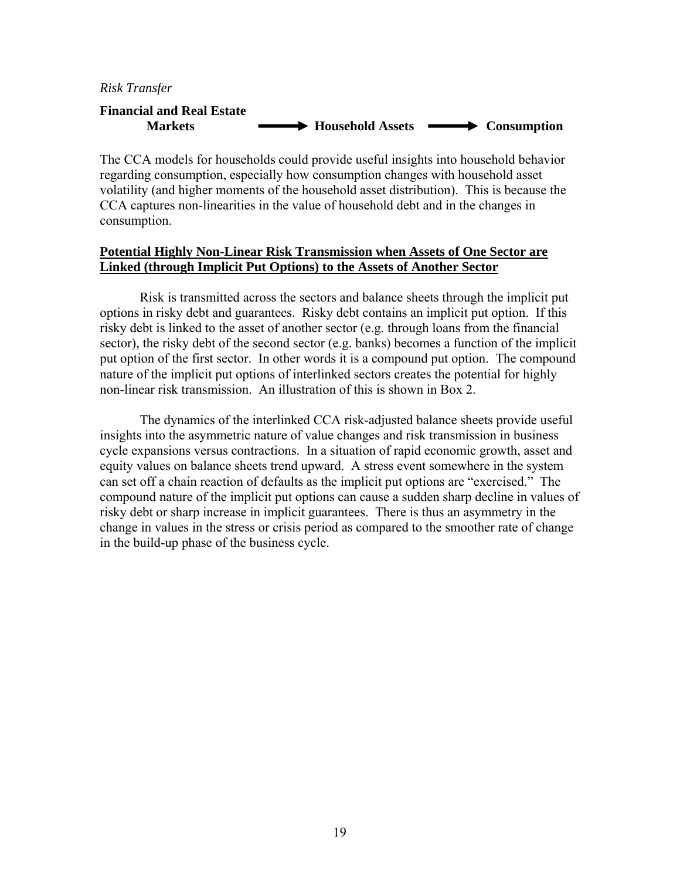*Risk Transfer*

**Financial and Real Estate Markets** ⟶ **Household Assets** ⟶ **Consumption**

The CCA models for households could provide useful insights into household behavior regarding consumption, especially how consumption changes with household asset volatility (and higher moments of the household asset distribution). This is because the CCA captures non-linearities in the value of household debt and in the changes in consumption.

**<u>Potential Highly Non-Linear Risk Transmission when Assets of One Sector are Linked (through Implicit Put Options) to the Assets of Another Sector</u>**

Risk is transmitted across the sectors and balance sheets through the implicit put options in risky debt and guarantees. Risky debt contains an implicit put option. If this risky debt is linked to the asset of another sector (e.g. through loans from the financial sector), the risky debt of the second sector (e.g. banks) becomes a function of the implicit put option of the first sector. In other words it is a compound put option. The compound nature of the implicit put options of interlinked sectors creates the potential for highly non-linear risk transmission. An illustration of this is shown in Box 2.

The dynamics of the interlinked CCA risk-adjusted balance sheets provide useful insights into the asymmetric nature of value changes and risk transmission in business cycle expansions versus contractions. In a situation of rapid economic growth, asset and equity values on balance sheets trend upward. A stress event somewhere in the system can set off a chain reaction of defaults as the implicit put options are "exercised." The compound nature of the implicit put options can cause a sudden sharp decline in values of risky debt or sharp increase in implicit guarantees. There is thus an asymmetry in the change in values in the stress or crisis period as compared to the smoother rate of change in the build-up phase of the business cycle.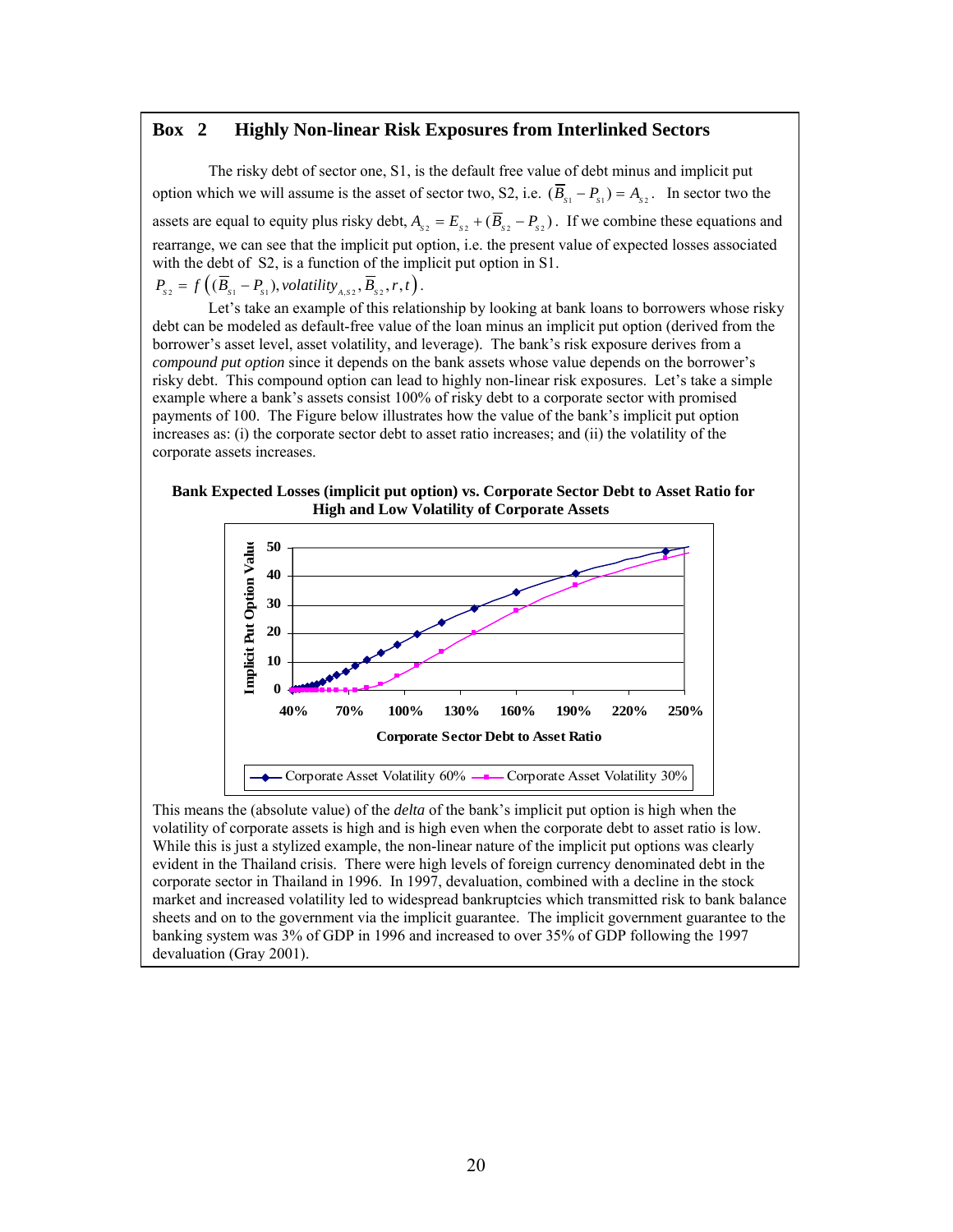## Box 2 Highly Non-linear Risk Exposures from Interlinked Sectors

The risky debt of sector one, S1, is the default free value of debt minus and implicit put option which we will assume is the asset of sector two, S2, i.e. $(\overline{B}_{s1} - P_{s1}) = A_{s2}$. In sector two the assets are equal to equity plus risky debt, $A_{s2} = E_{s2} + (\overline{B}_{s2} - P_{s2})$. If we combine these equations and rearrange, we can see that the implicit put option, i.e. the present value of expected losses associated with the debt of S2, is a function of the implicit put option in S1.

$P_{s2} = f\left((\overline{B}_{s1} - P_{s1}), volatility_{A,S2}, \overline{B}_{s2}, r, t\right)$.

Let's take an example of this relationship by looking at bank loans to borrowers whose risky debt can be modeled as default-free value of the loan minus an implicit put option (derived from the borrower's asset level, asset volatility, and leverage). The bank's risk exposure derives from a *compound put option* since it depends on the bank assets whose value depends on the borrower's risky debt. This compound option can lead to highly non-linear risk exposures. Let's take a simple example where a bank's assets consist 100% of risky debt to a corporate sector with promised payments of 100. The Figure below illustrates how the value of the bank's implicit put option increases as: (i) the corporate sector debt to asset ratio increases; and (ii) the volatility of the corporate assets increases.

**Bank Expected Losses (implicit put option) vs. Corporate Sector Debt to Asset Ratio for High and Low Volatility of Corporate Assets**

This means the (absolute value) of the *delta* of the bank's implicit put option is high when the volatility of corporate assets is high and is high even when the corporate debt to asset ratio is low. While this is just a stylized example, the non-linear nature of the implicit put options was clearly evident in the Thailand crisis. There were high levels of foreign currency denominated debt in the corporate sector in Thailand in 1996. In 1997, devaluation, combined with a decline in the stock market and increased volatility led to widespread bankruptcies which transmitted risk to bank balance sheets and on to the government via the implicit guarantee. The implicit government guarantee to the banking system was 3% of GDP in 1996 and increased to over 35% of GDP following the 1997 devaluation (Gray 2001).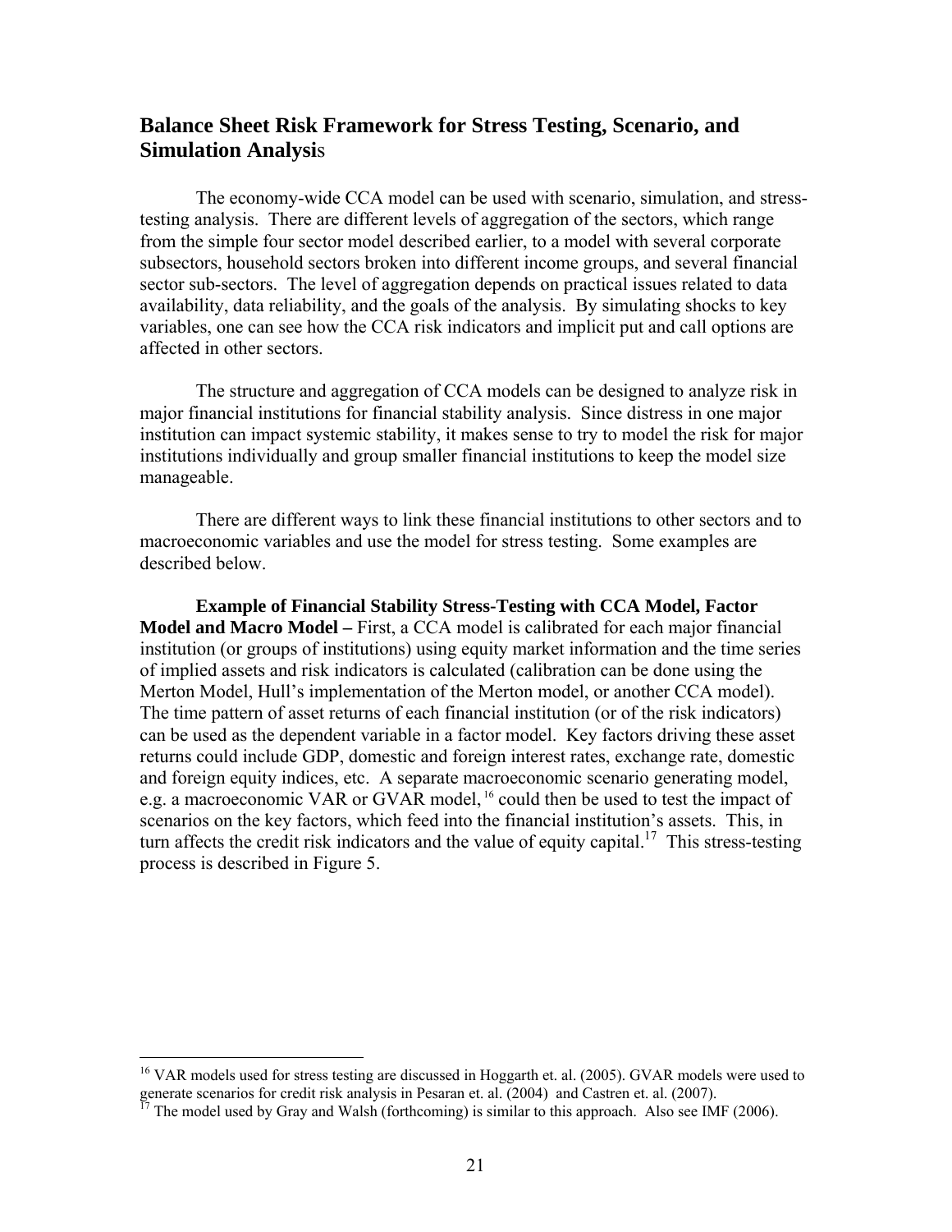## Balance Sheet Risk Framework for Stress Testing, Scenario, and Simulation Analysis

The economy-wide CCA model can be used with scenario, simulation, and stress-testing analysis. There are different levels of aggregation of the sectors, which range from the simple four sector model described earlier, to a model with several corporate subsectors, household sectors broken into different income groups, and several financial sector sub-sectors. The level of aggregation depends on practical issues related to data availability, data reliability, and the goals of the analysis. By simulating shocks to key variables, one can see how the CCA risk indicators and implicit put and call options are affected in other sectors.

The structure and aggregation of CCA models can be designed to analyze risk in major financial institutions for financial stability analysis. Since distress in one major institution can impact systemic stability, it makes sense to try to model the risk for major institutions individually and group smaller financial institutions to keep the model size manageable.

There are different ways to link these financial institutions to other sectors and to macroeconomic variables and use the model for stress testing. Some examples are described below.

**Example of Financial Stability Stress-Testing with CCA Model, Factor Model and Macro Model –** First, a CCA model is calibrated for each major financial institution (or groups of institutions) using equity market information and the time series of implied assets and risk indicators is calculated (calibration can be done using the Merton Model, Hull's implementation of the Merton model, or another CCA model). The time pattern of asset returns of each financial institution (or of the risk indicators) can be used as the dependent variable in a factor model. Key factors driving these asset returns could include GDP, domestic and foreign interest rates, exchange rate, domestic and foreign equity indices, etc. A separate macroeconomic scenario generating model, e.g. a macroeconomic VAR or GVAR model,[16] could then be used to test the impact of scenarios on the key factors, which feed into the financial institution's assets. This, in turn affects the credit risk indicators and the value of equity capital.[17] This stress-testing process is described in Figure 5.

[16] VAR models used for stress testing are discussed in Hoggarth et. al. (2005). GVAR models were used to generate scenarios for credit risk analysis in Pesaran et. al. (2004) and Castren et. al. (2007).

[17] The model used by Gray and Walsh (forthcoming) is similar to this approach. Also see IMF (2006).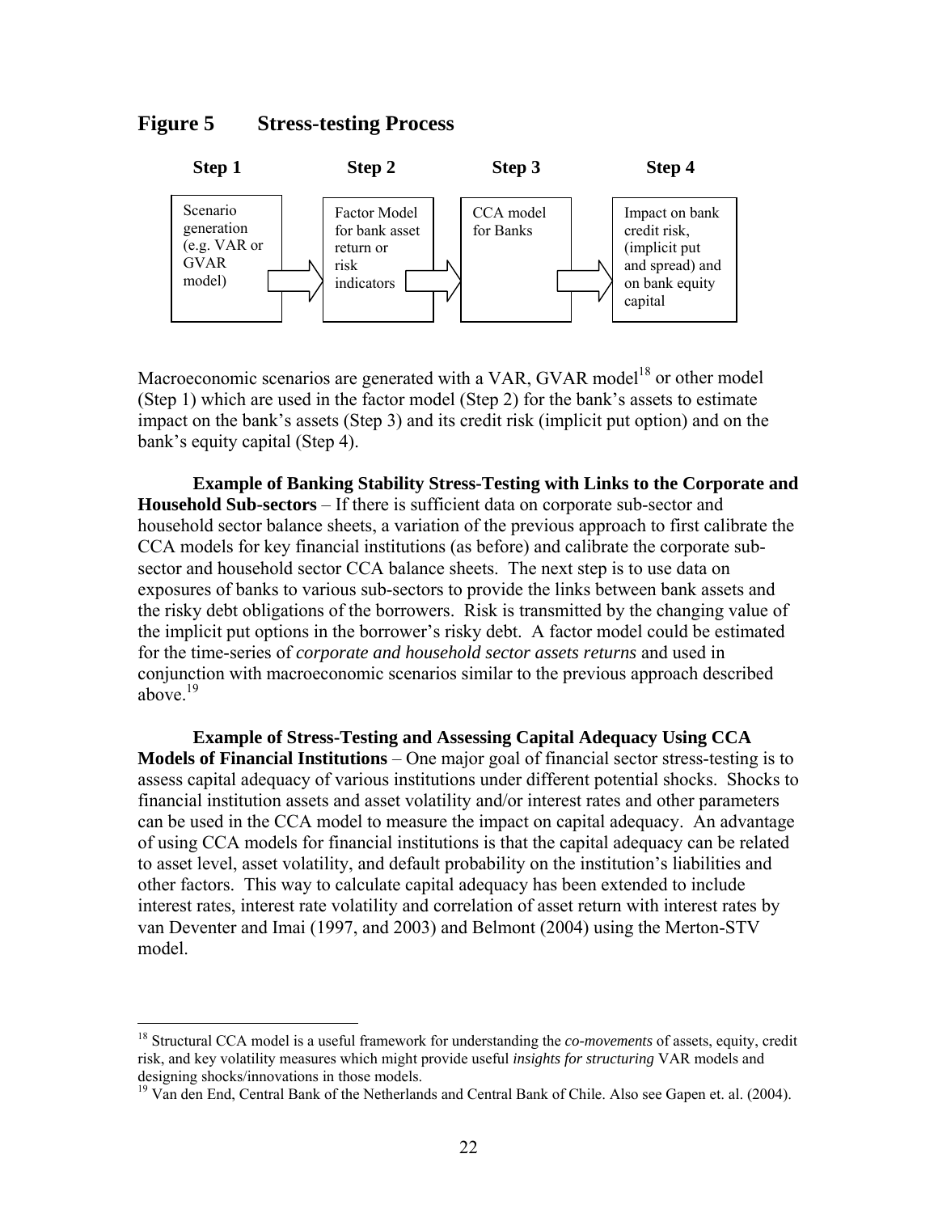## Figure 5 Stress-testing Process

| Step 1 | | Step 2 | | Step 3 | | Step 4 |
|---|---|---|---|---|---|---|
| Scenario generation (e.g. VAR or GVAR model) | → | Factor Model for bank asset return or risk indicators | → | CCA model for Banks | → | Impact on bank credit risk, (implicit put and spread) and on bank equity capital |

Macroeconomic scenarios are generated with a VAR, GVAR model[18] or other model (Step 1) which are used in the factor model (Step 2) for the bank's assets to estimate impact on the bank's assets (Step 3) and its credit risk (implicit put option) and on the bank's equity capital (Step 4).

**Example of Banking Stability Stress-Testing with Links to the Corporate and Household Sub-sectors** – If there is sufficient data on corporate sub-sector and household sector balance sheets, a variation of the previous approach to first calibrate the CCA models for key financial institutions (as before) and calibrate the corporate sub-sector and household sector CCA balance sheets. The next step is to use data on exposures of banks to various sub-sectors to provide the links between bank assets and the risky debt obligations of the borrowers. Risk is transmitted by the changing value of the implicit put options in the borrower's risky debt. A factor model could be estimated for the time-series of *corporate and household sector assets returns* and used in conjunction with macroeconomic scenarios similar to the previous approach described above.[19]

**Example of Stress-Testing and Assessing Capital Adequacy Using CCA Models of Financial Institutions** – One major goal of financial sector stress-testing is to assess capital adequacy of various institutions under different potential shocks. Shocks to financial institution assets and asset volatility and/or interest rates and other parameters can be used in the CCA model to measure the impact on capital adequacy. An advantage of using CCA models for financial institutions is that the capital adequacy can be related to asset level, asset volatility, and default probability on the institution's liabilities and other factors. This way to calculate capital adequacy has been extended to include interest rates, interest rate volatility and correlation of asset return with interest rates by van Deventer and Imai (1997, and 2003) and Belmont (2004) using the Merton-STV model.

---

[18] Structural CCA model is a useful framework for understanding the *co-movements* of assets, equity, credit risk, and key volatility measures which might provide useful *insights for structuring* VAR models and designing shocks/innovations in those models.

[19] Van den End, Central Bank of the Netherlands and Central Bank of Chile. Also see Gapen et. al. (2004).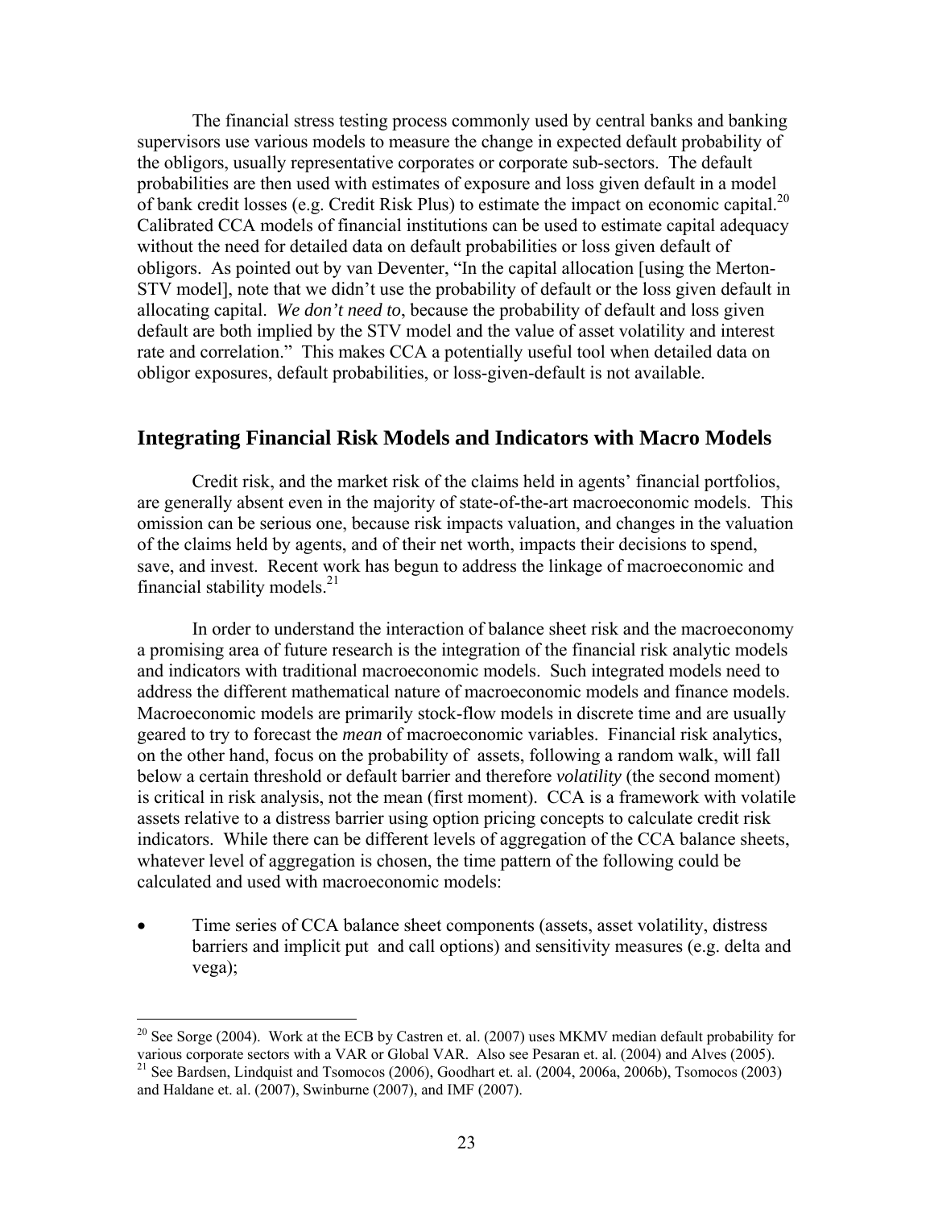The financial stress testing process commonly used by central banks and banking supervisors use various models to measure the change in expected default probability of the obligors, usually representative corporates or corporate sub-sectors. The default probabilities are then used with estimates of exposure and loss given default in a model of bank credit losses (e.g. Credit Risk Plus) to estimate the impact on economic capital.[20] Calibrated CCA models of financial institutions can be used to estimate capital adequacy without the need for detailed data on default probabilities or loss given default of obligors. As pointed out by van Deventer, "In the capital allocation [using the Merton-STV model], note that we didn't use the probability of default or the loss given default in allocating capital. *We don't need to*, because the probability of default and loss given default are both implied by the STV model and the value of asset volatility and interest rate and correlation." This makes CCA a potentially useful tool when detailed data on obligor exposures, default probabilities, or loss-given-default is not available.

## Integrating Financial Risk Models and Indicators with Macro Models

Credit risk, and the market risk of the claims held in agents' financial portfolios, are generally absent even in the majority of state-of-the-art macroeconomic models. This omission can be serious one, because risk impacts valuation, and changes in the valuation of the claims held by agents, and of their net worth, impacts their decisions to spend, save, and invest. Recent work has begun to address the linkage of macroeconomic and financial stability models.[21]

In order to understand the interaction of balance sheet risk and the macroeconomy a promising area of future research is the integration of the financial risk analytic models and indicators with traditional macroeconomic models. Such integrated models need to address the different mathematical nature of macroeconomic models and finance models. Macroeconomic models are primarily stock-flow models in discrete time and are usually geared to try to forecast the *mean* of macroeconomic variables. Financial risk analytics, on the other hand, focus on the probability of assets, following a random walk, will fall below a certain threshold or default barrier and therefore *volatility* (the second moment) is critical in risk analysis, not the mean (first moment). CCA is a framework with volatile assets relative to a distress barrier using option pricing concepts to calculate credit risk indicators. While there can be different levels of aggregation of the CCA balance sheets, whatever level of aggregation is chosen, the time pattern of the following could be calculated and used with macroeconomic models:

- Time series of CCA balance sheet components (assets, asset volatility, distress barriers and implicit put and call options) and sensitivity measures (e.g. delta and vega);

---

[20] See Sorge (2004). Work at the ECB by Castren et. al. (2007) uses MKMV median default probability for various corporate sectors with a VAR or Global VAR. Also see Pesaran et. al. (2004) and Alves (2005).

[21] See Bardsen, Lindquist and Tsomocos (2006), Goodhart et. al. (2004, 2006a, 2006b), Tsomocos (2003) and Haldane et. al. (2007), Swinburne (2007), and IMF (2007).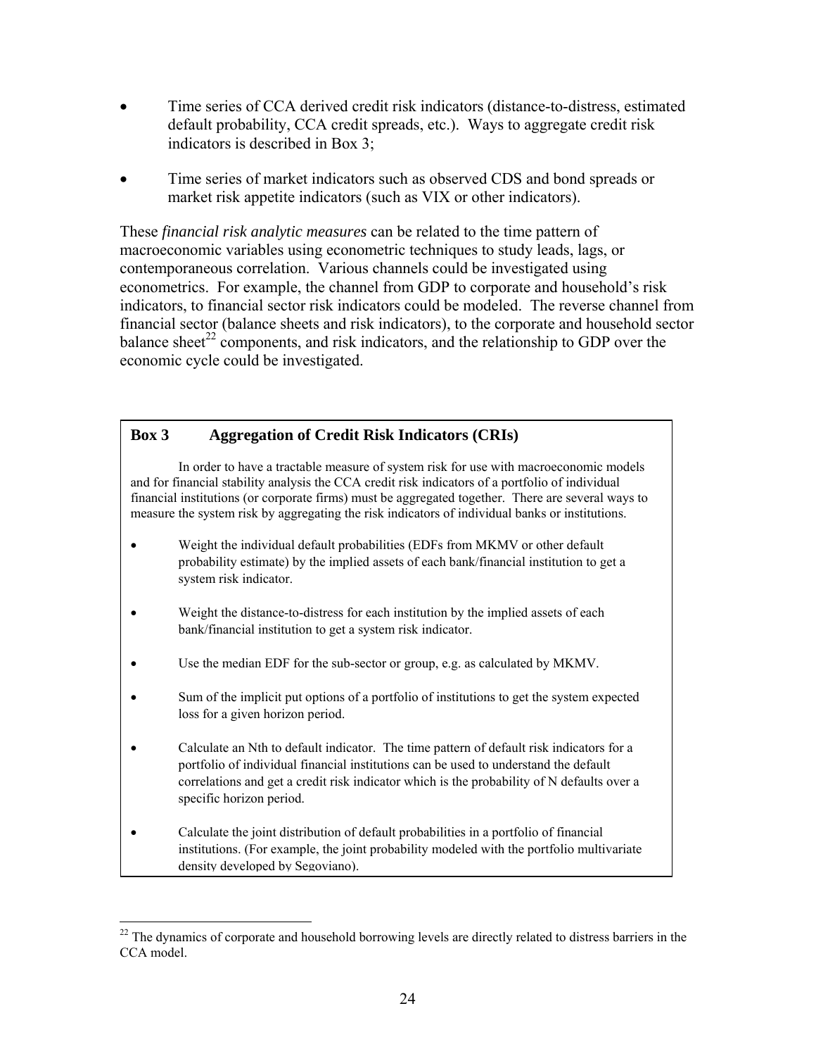- Time series of CCA derived credit risk indicators (distance-to-distress, estimated default probability, CCA credit spreads, etc.). Ways to aggregate credit risk indicators is described in Box 3;
- Time series of market indicators such as observed CDS and bond spreads or market risk appetite indicators (such as VIX or other indicators).

These *financial risk analytic measures* can be related to the time pattern of macroeconomic variables using econometric techniques to study leads, lags, or contemporaneous correlation. Various channels could be investigated using econometrics. For example, the channel from GDP to corporate and household's risk indicators, to financial sector risk indicators could be modeled. The reverse channel from financial sector (balance sheets and risk indicators), to the corporate and household sector balance sheet[22] components, and risk indicators, and the relationship to GDP over the economic cycle could be investigated.

**Box 3 Aggregation of Credit Risk Indicators (CRIs)**

In order to have a tractable measure of system risk for use with macroeconomic models and for financial stability analysis the CCA credit risk indicators of a portfolio of individual financial institutions (or corporate firms) must be aggregated together. There are several ways to measure the system risk by aggregating the risk indicators of individual banks or institutions.

- Weight the individual default probabilities (EDFs from MKMV or other default probability estimate) by the implied assets of each bank/financial institution to get a system risk indicator.
- Weight the distance-to-distress for each institution by the implied assets of each bank/financial institution to get a system risk indicator.
- Use the median EDF for the sub-sector or group, e.g. as calculated by MKMV.
- Sum of the implicit put options of a portfolio of institutions to get the system expected loss for a given horizon period.
- Calculate an Nth to default indicator. The time pattern of default risk indicators for a portfolio of individual financial institutions can be used to understand the default correlations and get a credit risk indicator which is the probability of N defaults over a specific horizon period.
- Calculate the joint distribution of default probabilities in a portfolio of financial institutions. (For example, the joint probability modeled with the portfolio multivariate density developed by Segoviano).

[22] The dynamics of corporate and household borrowing levels are directly related to distress barriers in the CCA model.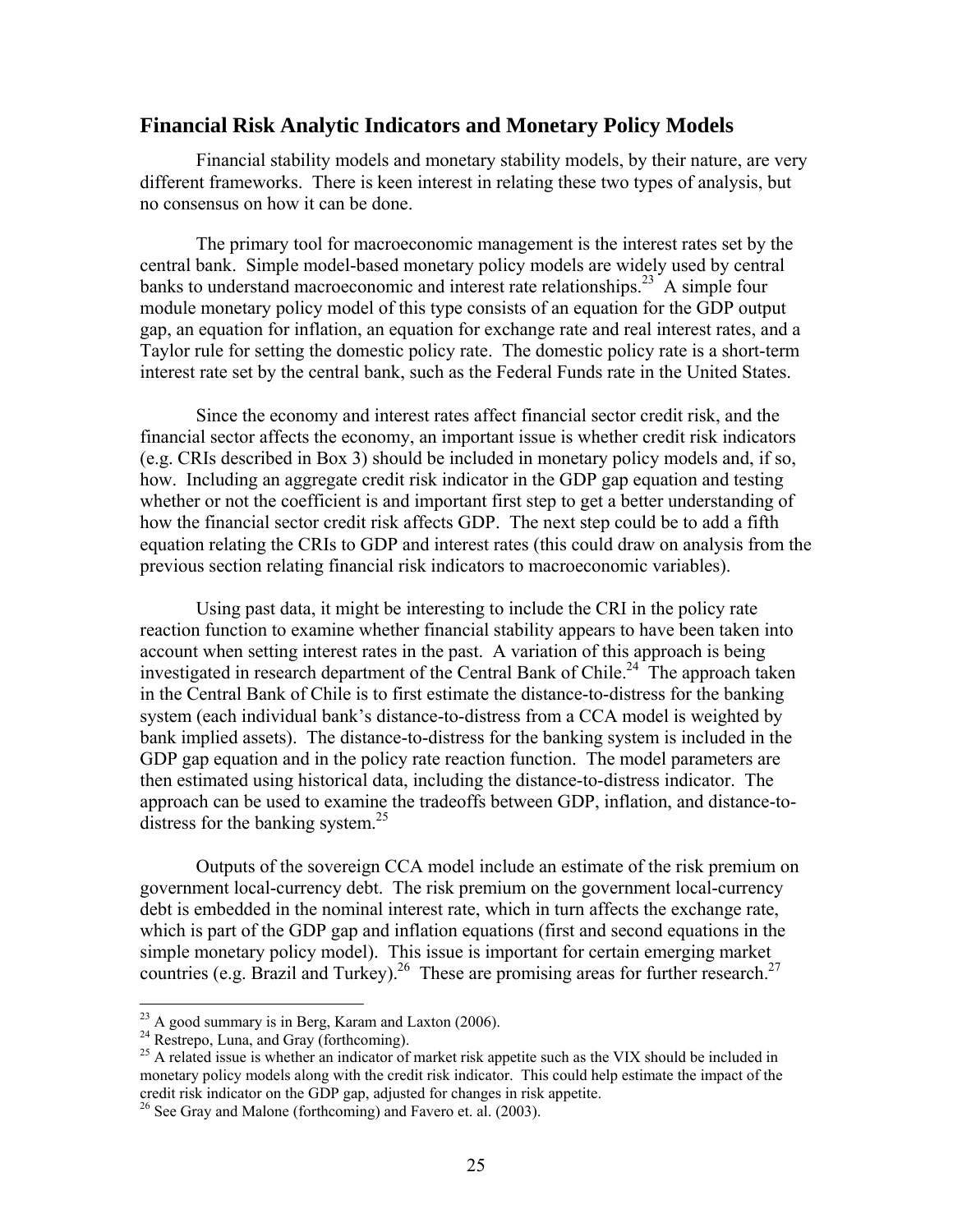## Financial Risk Analytic Indicators and Monetary Policy Models

Financial stability models and monetary stability models, by their nature, are very different frameworks. There is keen interest in relating these two types of analysis, but no consensus on how it can be done.

The primary tool for macroeconomic management is the interest rates set by the central bank. Simple model-based monetary policy models are widely used by central banks to understand macroeconomic and interest rate relationships.[23] A simple four module monetary policy model of this type consists of an equation for the GDP output gap, an equation for inflation, an equation for exchange rate and real interest rates, and a Taylor rule for setting the domestic policy rate. The domestic policy rate is a short-term interest rate set by the central bank, such as the Federal Funds rate in the United States.

Since the economy and interest rates affect financial sector credit risk, and the financial sector affects the economy, an important issue is whether credit risk indicators (e.g. CRIs described in Box 3) should be included in monetary policy models and, if so, how. Including an aggregate credit risk indicator in the GDP gap equation and testing whether or not the coefficient is and important first step to get a better understanding of how the financial sector credit risk affects GDP. The next step could be to add a fifth equation relating the CRIs to GDP and interest rates (this could draw on analysis from the previous section relating financial risk indicators to macroeconomic variables).

Using past data, it might be interesting to include the CRI in the policy rate reaction function to examine whether financial stability appears to have been taken into account when setting interest rates in the past. A variation of this approach is being investigated in research department of the Central Bank of Chile.[24] The approach taken in the Central Bank of Chile is to first estimate the distance-to-distress for the banking system (each individual bank's distance-to-distress from a CCA model is weighted by bank implied assets). The distance-to-distress for the banking system is included in the GDP gap equation and in the policy rate reaction function. The model parameters are then estimated using historical data, including the distance-to-distress indicator. The approach can be used to examine the tradeoffs between GDP, inflation, and distance-to-distress for the banking system.[25]

Outputs of the sovereign CCA model include an estimate of the risk premium on government local-currency debt. The risk premium on the government local-currency debt is embedded in the nominal interest rate, which in turn affects the exchange rate, which is part of the GDP gap and inflation equations (first and second equations in the simple monetary policy model). This issue is important for certain emerging market countries (e.g. Brazil and Turkey).[26] These are promising areas for further research.[27]

---

[23] A good summary is in Berg, Karam and Laxton (2006).

[24] Restrepo, Luna, and Gray (forthcoming).

[25] A related issue is whether an indicator of market risk appetite such as the VIX should be included in monetary policy models along with the credit risk indicator. This could help estimate the impact of the credit risk indicator on the GDP gap, adjusted for changes in risk appetite.

[26] See Gray and Malone (forthcoming) and Favero et. al. (2003).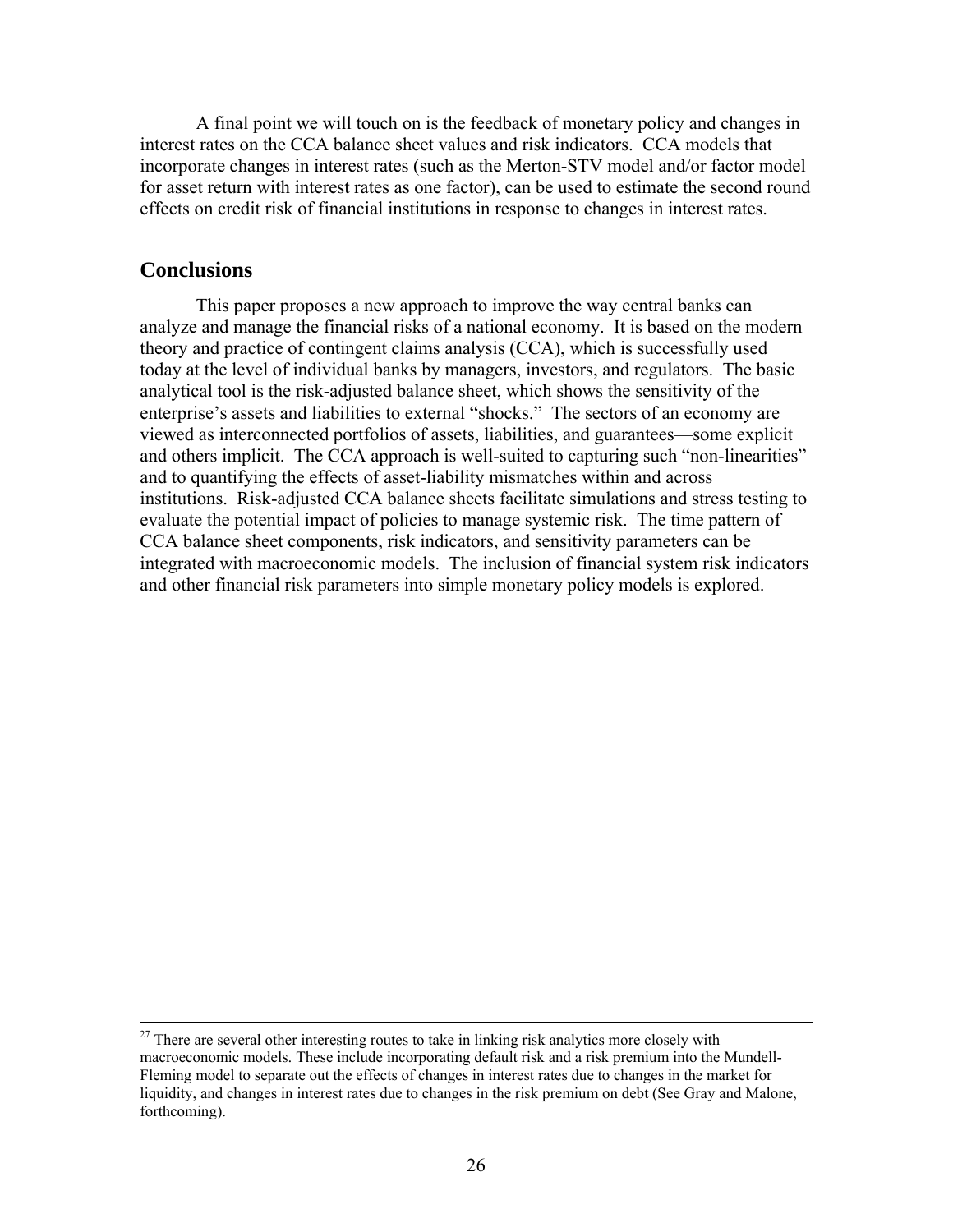A final point we will touch on is the feedback of monetary policy and changes in interest rates on the CCA balance sheet values and risk indicators. CCA models that incorporate changes in interest rates (such as the Merton-STV model and/or factor model for asset return with interest rates as one factor), can be used to estimate the second round effects on credit risk of financial institutions in response to changes in interest rates.

## Conclusions

This paper proposes a new approach to improve the way central banks can analyze and manage the financial risks of a national economy. It is based on the modern theory and practice of contingent claims analysis (CCA), which is successfully used today at the level of individual banks by managers, investors, and regulators. The basic analytical tool is the risk-adjusted balance sheet, which shows the sensitivity of the enterprise's assets and liabilities to external "shocks." The sectors of an economy are viewed as interconnected portfolios of assets, liabilities, and guarantees—some explicit and others implicit. The CCA approach is well-suited to capturing such "non-linearities" and to quantifying the effects of asset-liability mismatches within and across institutions. Risk-adjusted CCA balance sheets facilitate simulations and stress testing to evaluate the potential impact of policies to manage systemic risk. The time pattern of CCA balance sheet components, risk indicators, and sensitivity parameters can be integrated with macroeconomic models. The inclusion of financial system risk indicators and other financial risk parameters into simple monetary policy models is explored.

---

[27] There are several other interesting routes to take in linking risk analytics more closely with macroeconomic models. These include incorporating default risk and a risk premium into the Mundell-Fleming model to separate out the effects of changes in interest rates due to changes in the market for liquidity, and changes in interest rates due to changes in the risk premium on debt (See Gray and Malone, forthcoming).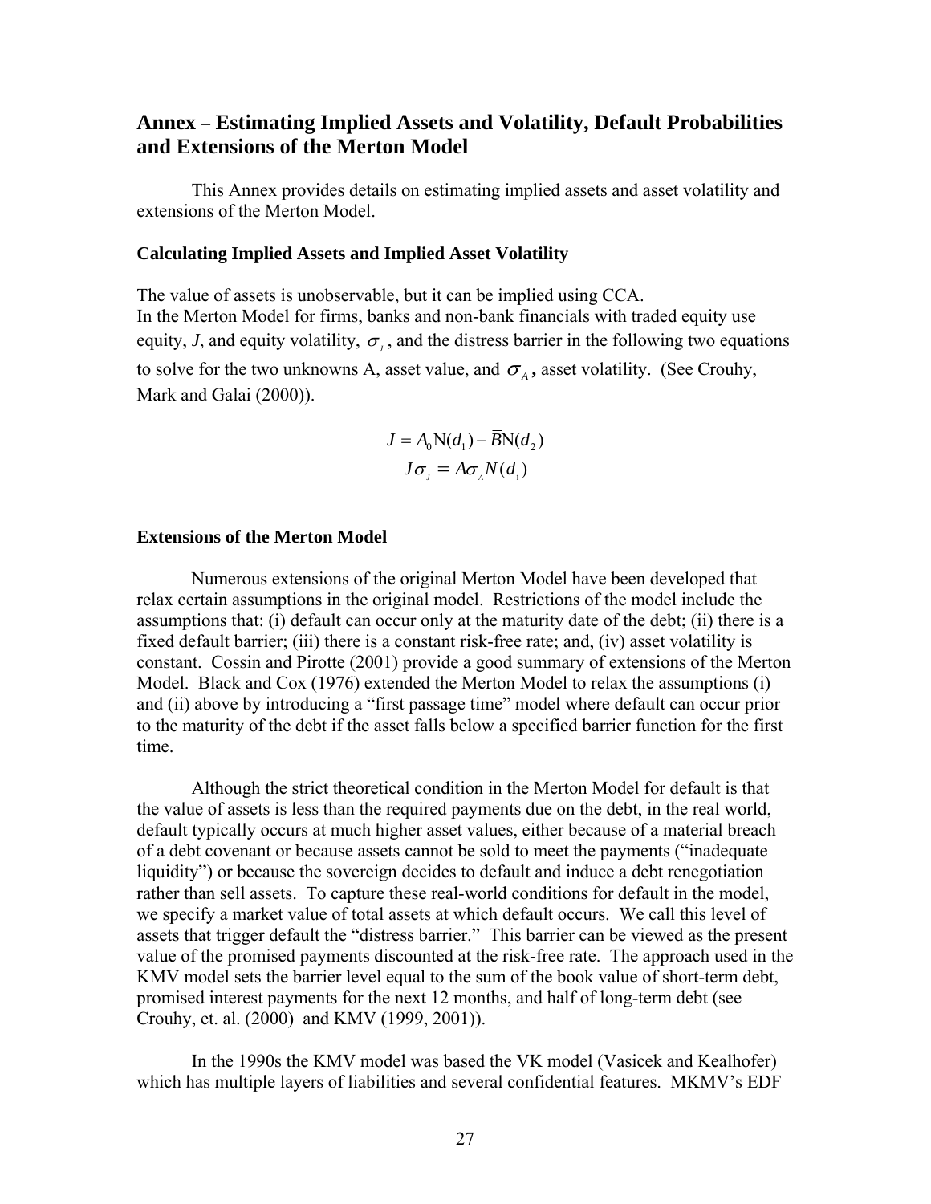## Annex – Estimating Implied Assets and Volatility, Default Probabilities and Extensions of the Merton Model

This Annex provides details on estimating implied assets and asset volatility and extensions of the Merton Model.

### Calculating Implied Assets and Implied Asset Volatility

The value of assets is unobservable, but it can be implied using CCA.
In the Merton Model for firms, banks and non-bank financials with traded equity use equity, *J*, and equity volatility, $\sigma_J$, and the distress barrier in the following two equations to solve for the two unknowns A, asset value, and $\sigma_A$, asset volatility. (See Crouhy, Mark and Galai (2000)).

$$J = A_0 \mathrm{N}(d_1) - \overline{B}\mathrm{N}(d_2)$$
$$J\sigma_J = A\sigma_A N(d_1)$$

### Extensions of the Merton Model

Numerous extensions of the original Merton Model have been developed that relax certain assumptions in the original model. Restrictions of the model include the assumptions that: (i) default can occur only at the maturity date of the debt; (ii) there is a fixed default barrier; (iii) there is a constant risk-free rate; and, (iv) asset volatility is constant. Cossin and Pirotte (2001) provide a good summary of extensions of the Merton Model. Black and Cox (1976) extended the Merton Model to relax the assumptions (i) and (ii) above by introducing a "first passage time" model where default can occur prior to the maturity of the debt if the asset falls below a specified barrier function for the first time.

Although the strict theoretical condition in the Merton Model for default is that the value of assets is less than the required payments due on the debt, in the real world, default typically occurs at much higher asset values, either because of a material breach of a debt covenant or because assets cannot be sold to meet the payments ("inadequate liquidity") or because the sovereign decides to default and induce a debt renegotiation rather than sell assets. To capture these real-world conditions for default in the model, we specify a market value of total assets at which default occurs. We call this level of assets that trigger default the "distress barrier." This barrier can be viewed as the present value of the promised payments discounted at the risk-free rate. The approach used in the KMV model sets the barrier level equal to the sum of the book value of short-term debt, promised interest payments for the next 12 months, and half of long-term debt (see Crouhy, et. al. (2000) and KMV (1999, 2001)).

In the 1990s the KMV model was based the VK model (Vasicek and Kealhofer) which has multiple layers of liabilities and several confidential features. MKMV's EDF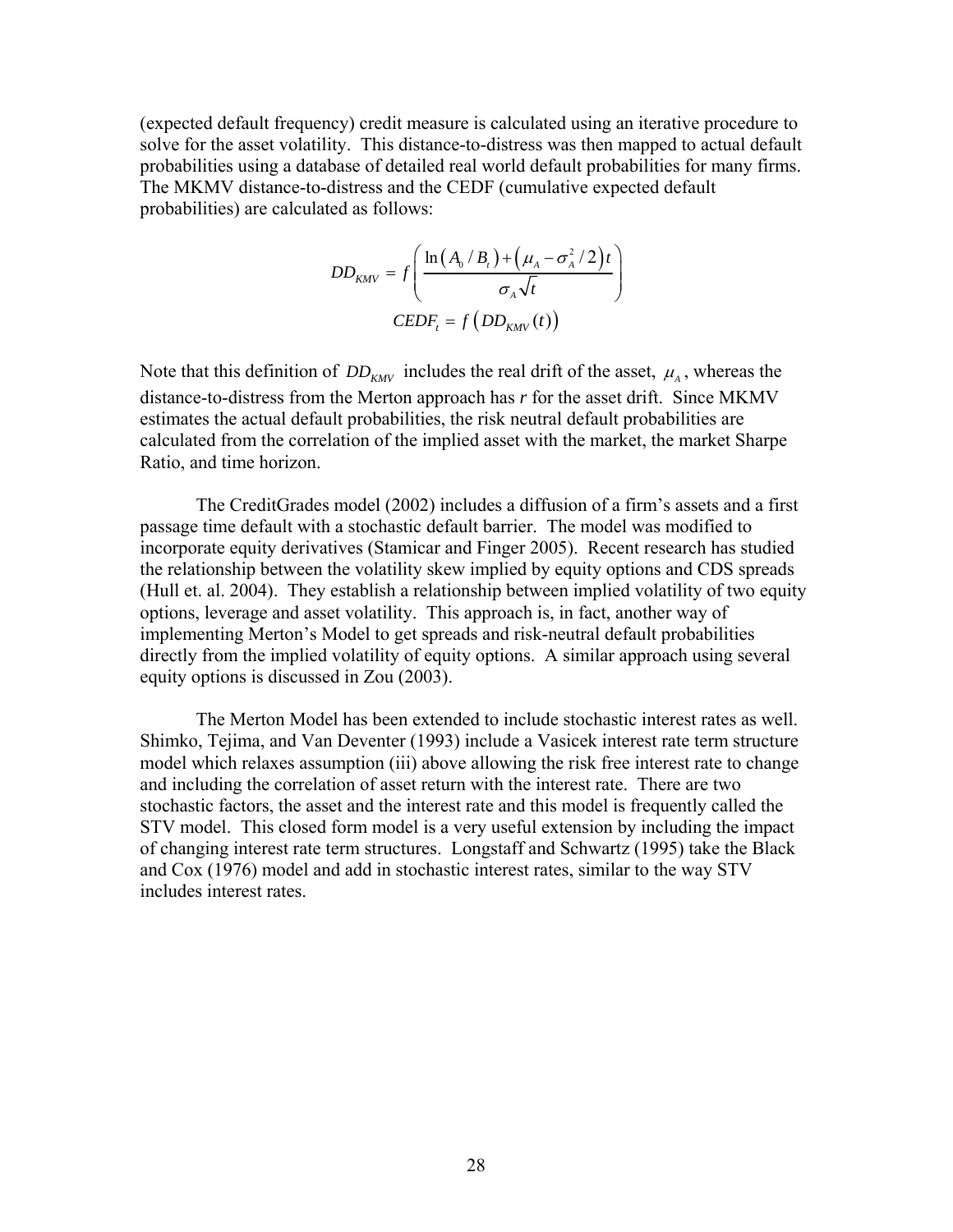(expected default frequency) credit measure is calculated using an iterative procedure to solve for the asset volatility. This distance-to-distress was then mapped to actual default probabilities using a database of detailed real world default probabilities for many firms. The MKMV distance-to-distress and the CEDF (cumulative expected default probabilities) are calculated as follows:

$$DD_{KMV} = f\left(\frac{\ln\left(A_0 / B_t\right) + \left(\mu_A - \sigma_A^2 / 2\right)t}{\sigma_A \sqrt{t}}\right)$$

$$CEDF_t = f\left(DD_{KMV}(t)\right)$$

Note that this definition of $DD_{KMV}$ includes the real drift of the asset, $\mu_A$, whereas the distance-to-distress from the Merton approach has $r$ for the asset drift. Since MKMV estimates the actual default probabilities, the risk neutral default probabilities are calculated from the correlation of the implied asset with the market, the market Sharpe Ratio, and time horizon.

The CreditGrades model (2002) includes a diffusion of a firm's assets and a first passage time default with a stochastic default barrier. The model was modified to incorporate equity derivatives (Stamicar and Finger 2005). Recent research has studied the relationship between the volatility skew implied by equity options and CDS spreads (Hull et. al. 2004). They establish a relationship between implied volatility of two equity options, leverage and asset volatility. This approach is, in fact, another way of implementing Merton's Model to get spreads and risk-neutral default probabilities directly from the implied volatility of equity options. A similar approach using several equity options is discussed in Zou (2003).

The Merton Model has been extended to include stochastic interest rates as well. Shimko, Tejima, and Van Deventer (1993) include a Vasicek interest rate term structure model which relaxes assumption (iii) above allowing the risk free interest rate to change and including the correlation of asset return with the interest rate. There are two stochastic factors, the asset and the interest rate and this model is frequently called the STV model. This closed form model is a very useful extension by including the impact of changing interest rate term structures. Longstaff and Schwartz (1995) take the Black and Cox (1976) model and add in stochastic interest rates, similar to the way STV includes interest rates.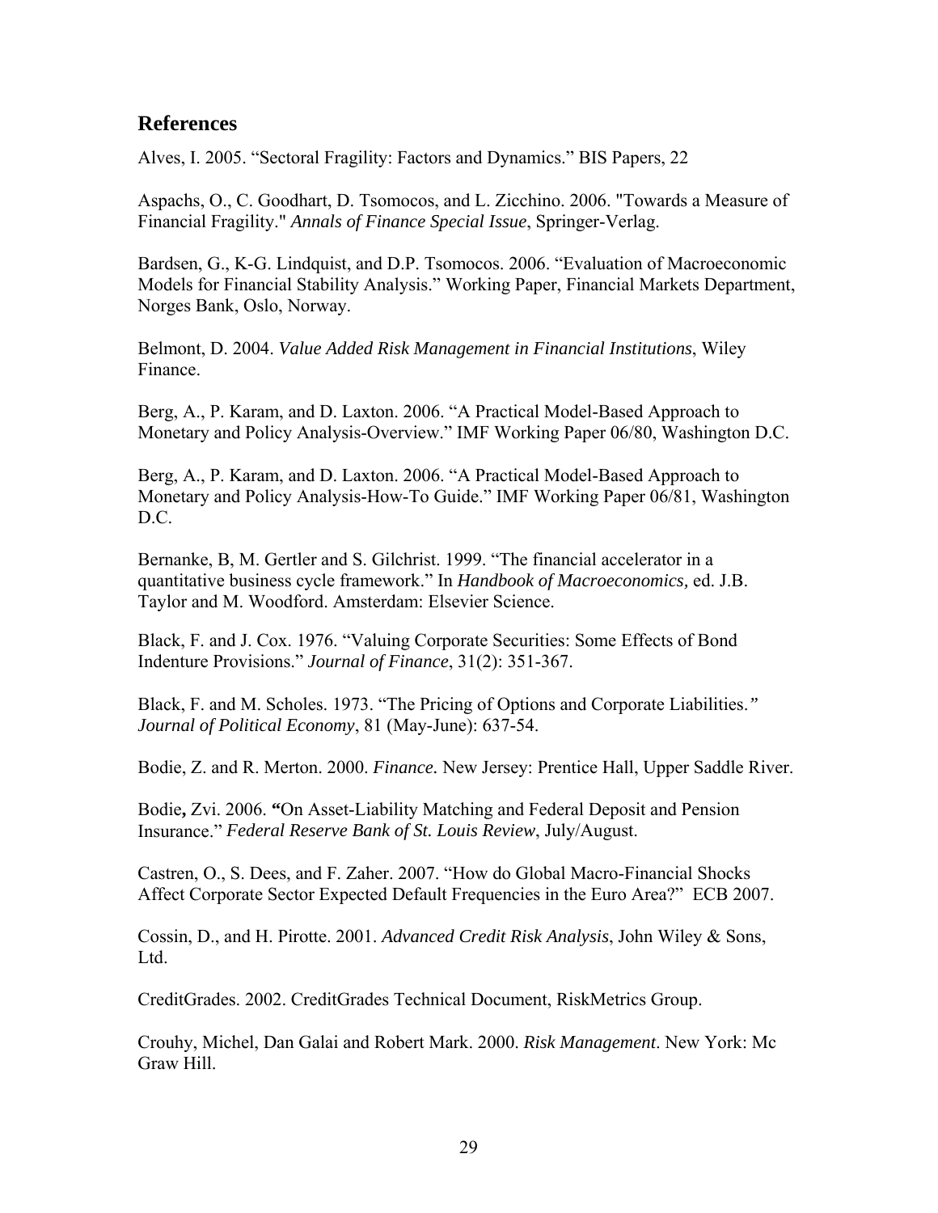## References

Alves, I. 2005. "Sectoral Fragility: Factors and Dynamics." BIS Papers, 22

Aspachs, O., C. Goodhart, D. Tsomocos, and L. Zicchino. 2006. "Towards a Measure of Financial Fragility." *Annals of Finance Special Issue*, Springer-Verlag.

Bardsen, G., K-G. Lindquist, and D.P. Tsomocos. 2006. "Evaluation of Macroeconomic Models for Financial Stability Analysis." Working Paper, Financial Markets Department, Norges Bank, Oslo, Norway.

Belmont, D. 2004. *Value Added Risk Management in Financial Institutions*, Wiley Finance.

Berg, A., P. Karam, and D. Laxton. 2006. "A Practical Model-Based Approach to Monetary and Policy Analysis-Overview." IMF Working Paper 06/80, Washington D.C.

Berg, A., P. Karam, and D. Laxton. 2006. "A Practical Model-Based Approach to Monetary and Policy Analysis-How-To Guide." IMF Working Paper 06/81, Washington D.C.

Bernanke, B, M. Gertler and S. Gilchrist. 1999. "The financial accelerator in a quantitative business cycle framework." In *Handbook of Macroeconomics,* ed. J.B. Taylor and M. Woodford. Amsterdam: Elsevier Science.

Black, F. and J. Cox. 1976. "Valuing Corporate Securities: Some Effects of Bond Indenture Provisions." *Journal of Finance*, 31(2): 351-367.

Black, F. and M. Scholes. 1973. "The Pricing of Options and Corporate Liabilities." *Journal of Political Economy*, 81 (May-June): 637-54.

Bodie, Z. and R. Merton. 2000. *Finance.* New Jersey: Prentice Hall, Upper Saddle River.

Bodie**,** Zvi. 2006. **"**On Asset-Liability Matching and Federal Deposit and Pension Insurance." *Federal Reserve Bank of St. Louis Review*, July/August.

Castren, O., S. Dees, and F. Zaher. 2007. "How do Global Macro-Financial Shocks Affect Corporate Sector Expected Default Frequencies in the Euro Area?" ECB 2007.

Cossin, D., and H. Pirotte. 2001. *Advanced Credit Risk Analysis*, John Wiley & Sons, Ltd.

CreditGrades. 2002. CreditGrades Technical Document, RiskMetrics Group.

Crouhy, Michel, Dan Galai and Robert Mark. 2000. *Risk Management*. New York: Mc Graw Hill.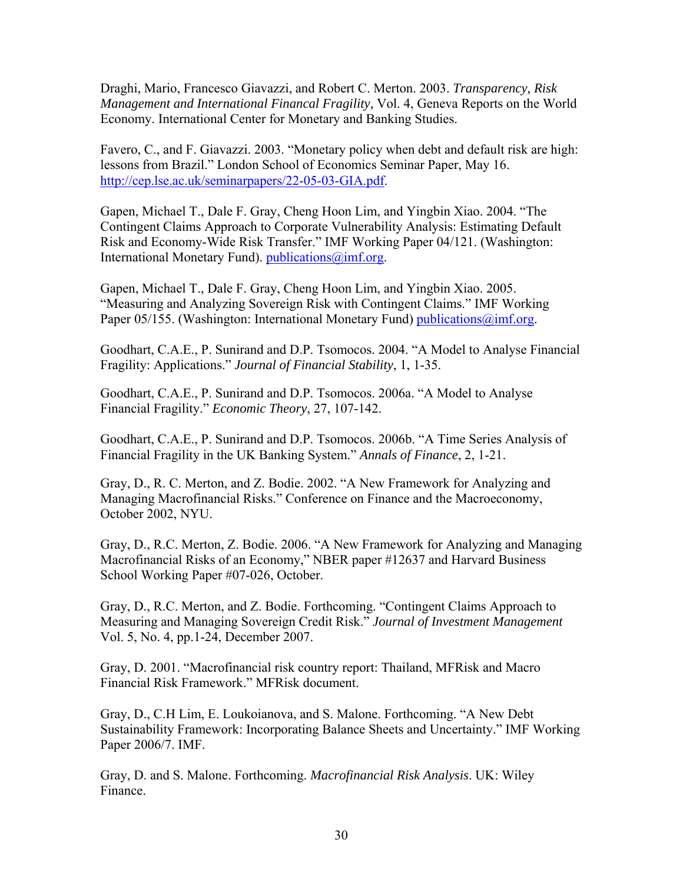Draghi, Mario, Francesco Giavazzi, and Robert C. Merton. 2003. *Transparency, Risk Management and International Financal Fragility*, Vol. 4, Geneva Reports on the World Economy. International Center for Monetary and Banking Studies.

Favero, C., and F. Giavazzi. 2003. "Monetary policy when debt and default risk are high: lessons from Brazil." London School of Economics Seminar Paper, May 16. http://cep.lse.ac.uk/seminarpapers/22-05-03-GIA.pdf.

Gapen, Michael T., Dale F. Gray, Cheng Hoon Lim, and Yingbin Xiao. 2004. "The Contingent Claims Approach to Corporate Vulnerability Analysis: Estimating Default Risk and Economy-Wide Risk Transfer." IMF Working Paper 04/121. (Washington: International Monetary Fund). publications@imf.org.

Gapen, Michael T., Dale F. Gray, Cheng Hoon Lim, and Yingbin Xiao. 2005. "Measuring and Analyzing Sovereign Risk with Contingent Claims." IMF Working Paper 05/155. (Washington: International Monetary Fund) publications@imf.org.

Goodhart, C.A.E., P. Sunirand and D.P. Tsomocos. 2004. "A Model to Analyse Financial Fragility: Applications." *Journal of Financial Stability*, 1, 1-35.

Goodhart, C.A.E., P. Sunirand and D.P. Tsomocos. 2006a. "A Model to Analyse Financial Fragility." *Economic Theory*, 27, 107-142.

Goodhart, C.A.E., P. Sunirand and D.P. Tsomocos. 2006b. "A Time Series Analysis of Financial Fragility in the UK Banking System." *Annals of Finance*, 2, 1-21.

Gray, D., R. C. Merton, and Z. Bodie. 2002. "A New Framework for Analyzing and Managing Macrofinancial Risks." Conference on Finance and the Macroeconomy, October 2002, NYU.

Gray, D., R.C. Merton, Z. Bodie. 2006. "A New Framework for Analyzing and Managing Macrofinancial Risks of an Economy," NBER paper #12637 and Harvard Business School Working Paper #07-026, October.

Gray, D., R.C. Merton, and Z. Bodie. Forthcoming. "Contingent Claims Approach to Measuring and Managing Sovereign Credit Risk." *Journal of Investment Management* Vol. 5, No. 4, pp.1-24, December 2007.

Gray, D. 2001. "Macrofinancial risk country report: Thailand, MFRisk and Macro Financial Risk Framework." MFRisk document.

Gray, D., C.H Lim, E. Loukoianova, and S. Malone. Forthcoming. "A New Debt Sustainability Framework: Incorporating Balance Sheets and Uncertainty." IMF Working Paper 2006/7. IMF.

Gray, D. and S. Malone. Forthcoming. *Macrofinancial Risk Analysis*. UK: Wiley Finance.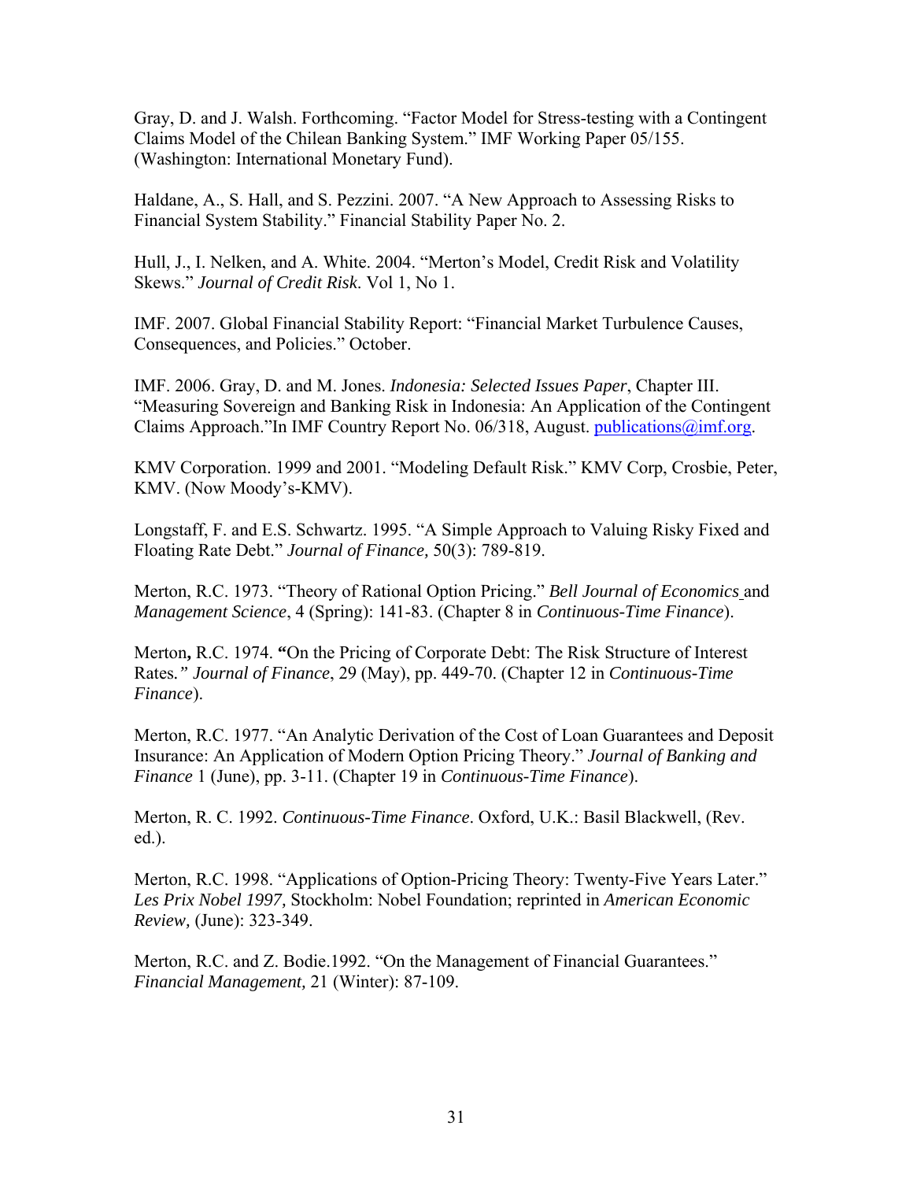Gray, D. and J. Walsh. Forthcoming. "Factor Model for Stress-testing with a Contingent Claims Model of the Chilean Banking System." IMF Working Paper 05/155. (Washington: International Monetary Fund).

Haldane, A., S. Hall, and S. Pezzini. 2007. "A New Approach to Assessing Risks to Financial System Stability." Financial Stability Paper No. 2.

Hull, J., I. Nelken, and A. White. 2004. "Merton's Model, Credit Risk and Volatility Skews." *Journal of Credit Risk*. Vol 1, No 1.

IMF. 2007. Global Financial Stability Report: "Financial Market Turbulence Causes, Consequences, and Policies." October.

IMF. 2006. Gray, D. and M. Jones. *Indonesia: Selected Issues Paper*, Chapter III. "Measuring Sovereign and Banking Risk in Indonesia: An Application of the Contingent Claims Approach."In IMF Country Report No. 06/318, August. publications@imf.org.

KMV Corporation. 1999 and 2001. "Modeling Default Risk." KMV Corp, Crosbie, Peter, KMV. (Now Moody's-KMV).

Longstaff, F. and E.S. Schwartz. 1995. "A Simple Approach to Valuing Risky Fixed and Floating Rate Debt." *Journal of Finance,* 50(3): 789-819.

Merton, R.C. 1973. "Theory of Rational Option Pricing." *Bell Journal of Economics* and *Management Science*, 4 (Spring): 141-83. (Chapter 8 in *Continuous-Time Finance*).

Merton**,** R.C. 1974. **"**On the Pricing of Corporate Debt: The Risk Structure of Interest Rates*."* *Journal of Finance*, 29 (May), pp. 449-70. (Chapter 12 in *Continuous-Time Finance*).

Merton, R.C. 1977. "An Analytic Derivation of the Cost of Loan Guarantees and Deposit Insurance: An Application of Modern Option Pricing Theory." *Journal of Banking and Finance* 1 (June), pp. 3-11. (Chapter 19 in *Continuous-Time Finance*).

Merton, R. C. 1992. *Continuous-Time Finance*. Oxford, U.K.: Basil Blackwell, (Rev. ed.).

Merton, R.C. 1998. "Applications of Option-Pricing Theory: Twenty-Five Years Later." *Les Prix Nobel 1997,* Stockholm: Nobel Foundation; reprinted in *American Economic Review,* (June): 323-349.

Merton, R.C. and Z. Bodie.1992. "On the Management of Financial Guarantees." *Financial Management,* 21 (Winter): 87-109.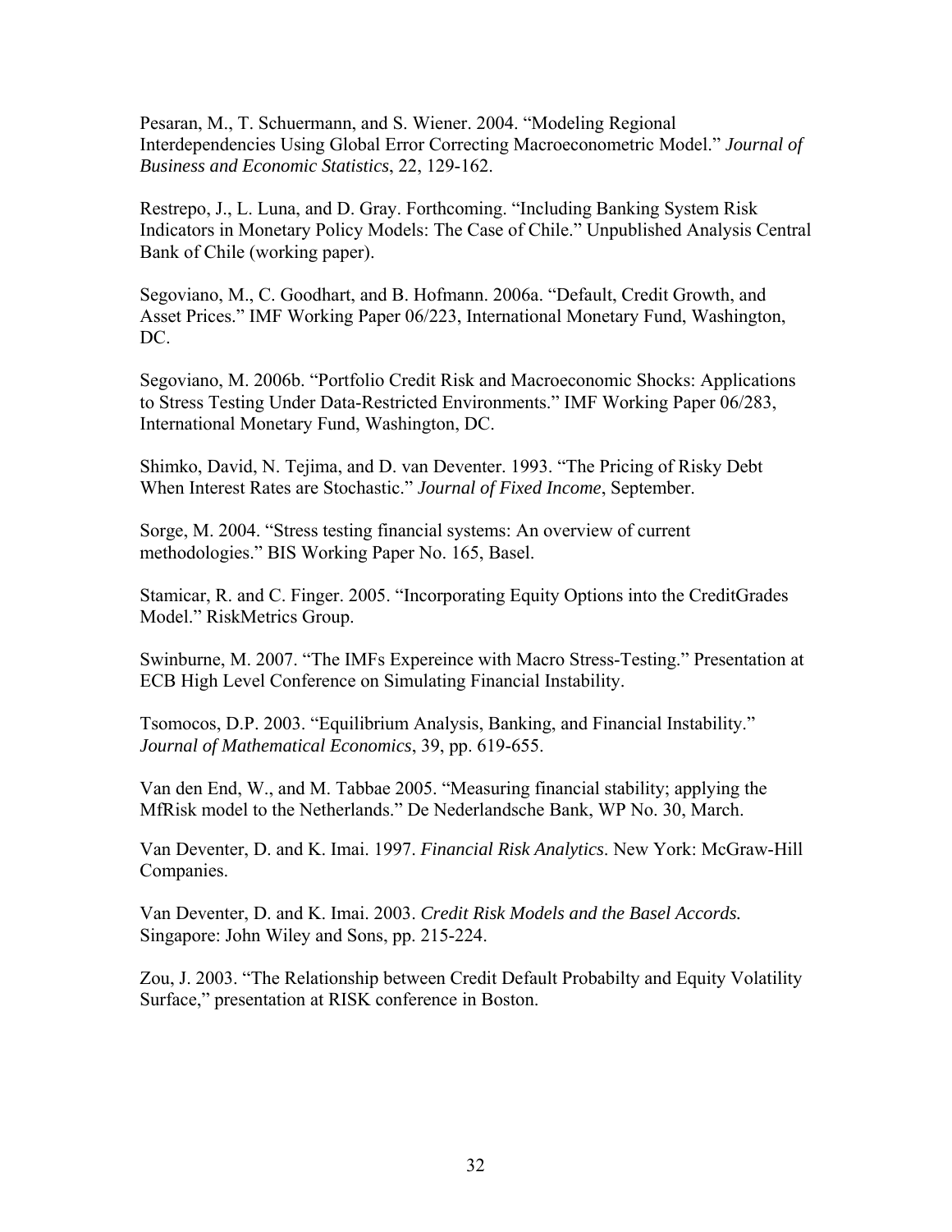Pesaran, M., T. Schuermann, and S. Wiener. 2004. "Modeling Regional Interdependencies Using Global Error Correcting Macroeconometric Model." *Journal of Business and Economic Statistics*, 22, 129-162.

Restrepo, J., L. Luna, and D. Gray. Forthcoming. "Including Banking System Risk Indicators in Monetary Policy Models: The Case of Chile." Unpublished Analysis Central Bank of Chile (working paper).

Segoviano, M., C. Goodhart, and B. Hofmann. 2006a. "Default, Credit Growth, and Asset Prices." IMF Working Paper 06/223, International Monetary Fund, Washington, DC.

Segoviano, M. 2006b. "Portfolio Credit Risk and Macroeconomic Shocks: Applications to Stress Testing Under Data-Restricted Environments." IMF Working Paper 06/283, International Monetary Fund, Washington, DC.

Shimko, David, N. Tejima, and D. van Deventer. 1993. "The Pricing of Risky Debt When Interest Rates are Stochastic." *Journal of Fixed Income*, September.

Sorge, M. 2004. "Stress testing financial systems: An overview of current methodologies." BIS Working Paper No. 165, Basel.

Stamicar, R. and C. Finger. 2005. "Incorporating Equity Options into the CreditGrades Model." RiskMetrics Group.

Swinburne, M. 2007. "The IMFs Expereince with Macro Stress-Testing." Presentation at ECB High Level Conference on Simulating Financial Instability.

Tsomocos, D.P. 2003. "Equilibrium Analysis, Banking, and Financial Instability." *Journal of Mathematical Economics*, 39, pp. 619-655.

Van den End, W., and M. Tabbae 2005. "Measuring financial stability; applying the MfRisk model to the Netherlands." De Nederlandsche Bank, WP No. 30, March.

Van Deventer, D. and K. Imai. 1997. *Financial Risk Analytics*. New York: McGraw-Hill Companies.

Van Deventer, D. and K. Imai. 2003. *Credit Risk Models and the Basel Accords.* Singapore: John Wiley and Sons, pp. 215-224.

Zou, J. 2003. "The Relationship between Credit Default Probabilty and Equity Volatility Surface," presentation at RISK conference in Boston.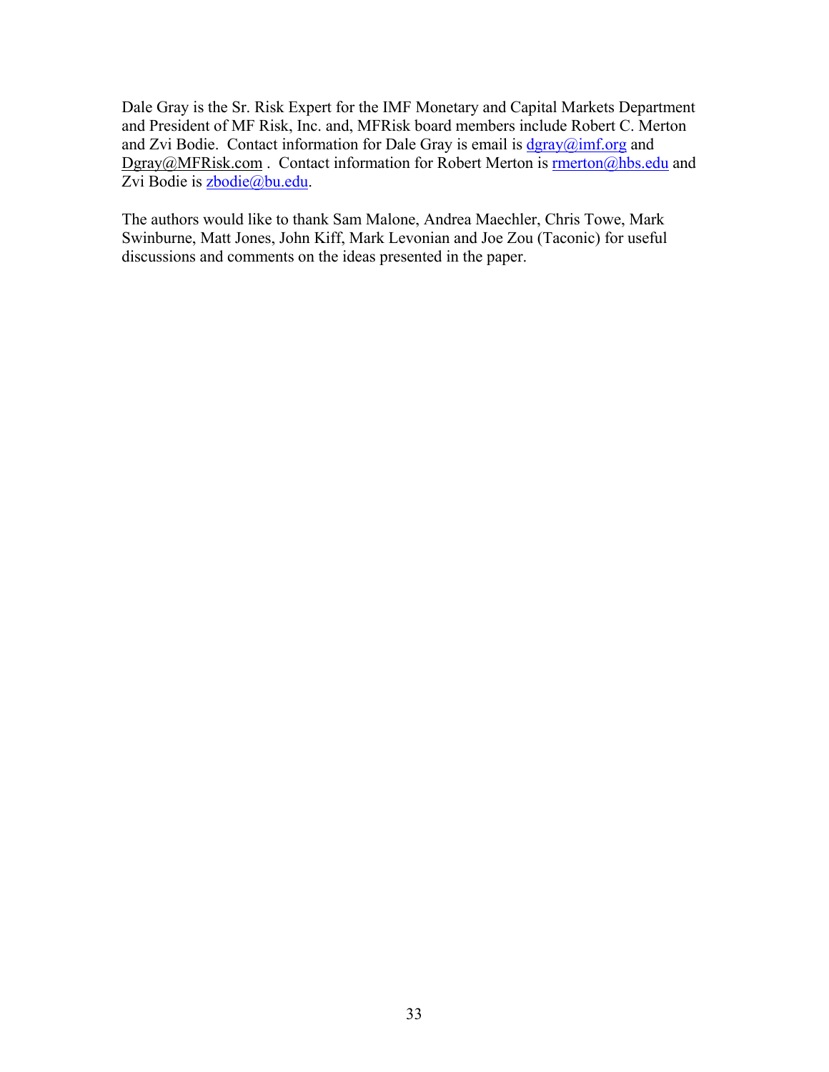Dale Gray is the Sr. Risk Expert for the IMF Monetary and Capital Markets Department and President of MF Risk, Inc. and, MFRisk board members include Robert C. Merton and Zvi Bodie. Contact information for Dale Gray is email is dgray@imf.org and Dgray@MFRisk.com . Contact information for Robert Merton is rmerton@hbs.edu and Zvi Bodie is zbodie@bu.edu.

The authors would like to thank Sam Malone, Andrea Maechler, Chris Towe, Mark Swinburne, Matt Jones, John Kiff, Mark Levonian and Joe Zou (Taconic) for useful discussions and comments on the ideas presented in the paper.